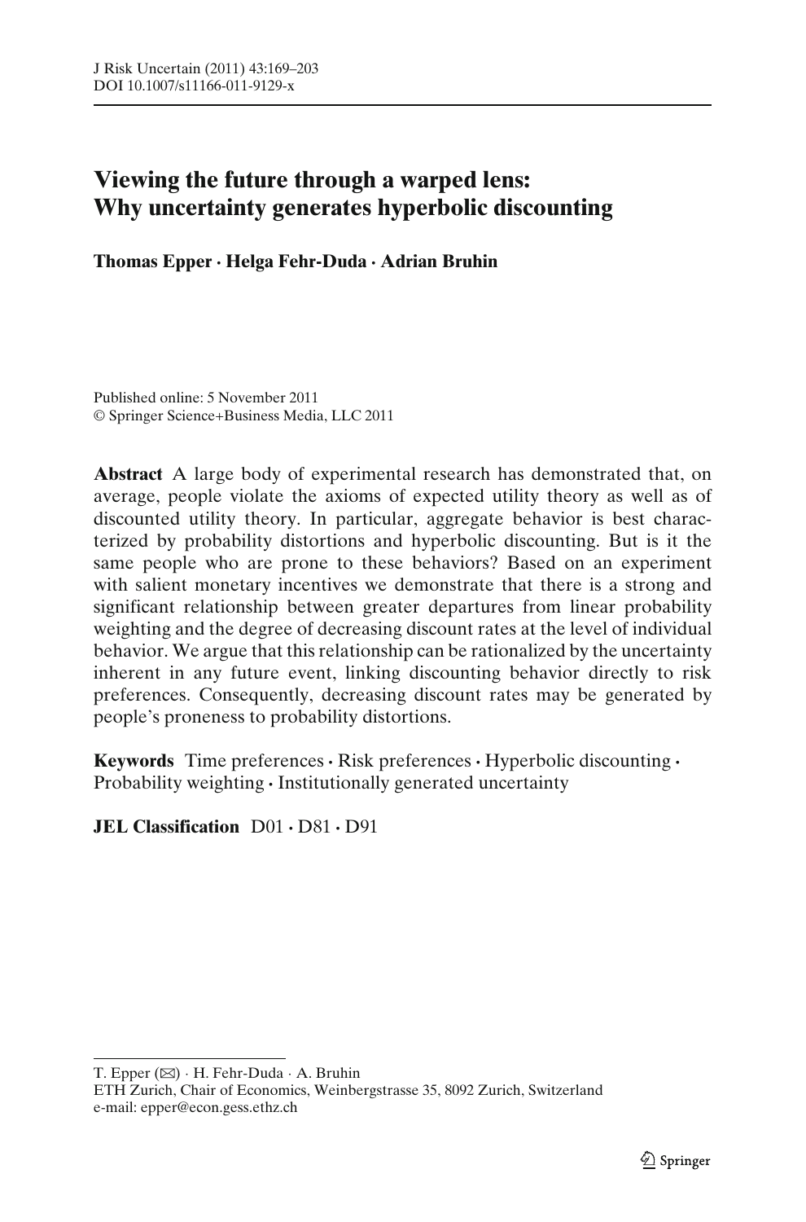# Viewing the future through a warped lens: Why uncertainty generates hyperbolic discounting

**Thomas Epper · Helga Fehr-Duda · Adrian Bruhin**

Published online: 5 November 2011
© Springer Science+Business Media, LLC 2011

**Abstract** A large body of experimental research has demonstrated that, on average, people violate the axioms of expected utility theory as well as of discounted utility theory. In particular, aggregate behavior is best characterized by probability distortions and hyperbolic discounting. But is it the same people who are prone to these behaviors? Based on an experiment with salient monetary incentives we demonstrate that there is a strong and significant relationship between greater departures from linear probability weighting and the degree of decreasing discount rates at the level of individual behavior. We argue that this relationship can be rationalized by the uncertainty inherent in any future event, linking discounting behavior directly to risk preferences. Consequently, decreasing discount rates may be generated by people's proneness to probability distortions.

**Keywords** Time preferences · Risk preferences · Hyperbolic discounting · Probability weighting · Institutionally generated uncertainty

**JEL Classification** D01 · D81 · D91

---

T. Epper (✉) · H. Fehr-Duda · A. Bruhin
ETH Zurich, Chair of Economics, Weinbergstrasse 35, 8092 Zurich, Switzerland
e-mail: epper@econ.gess.ethz.ch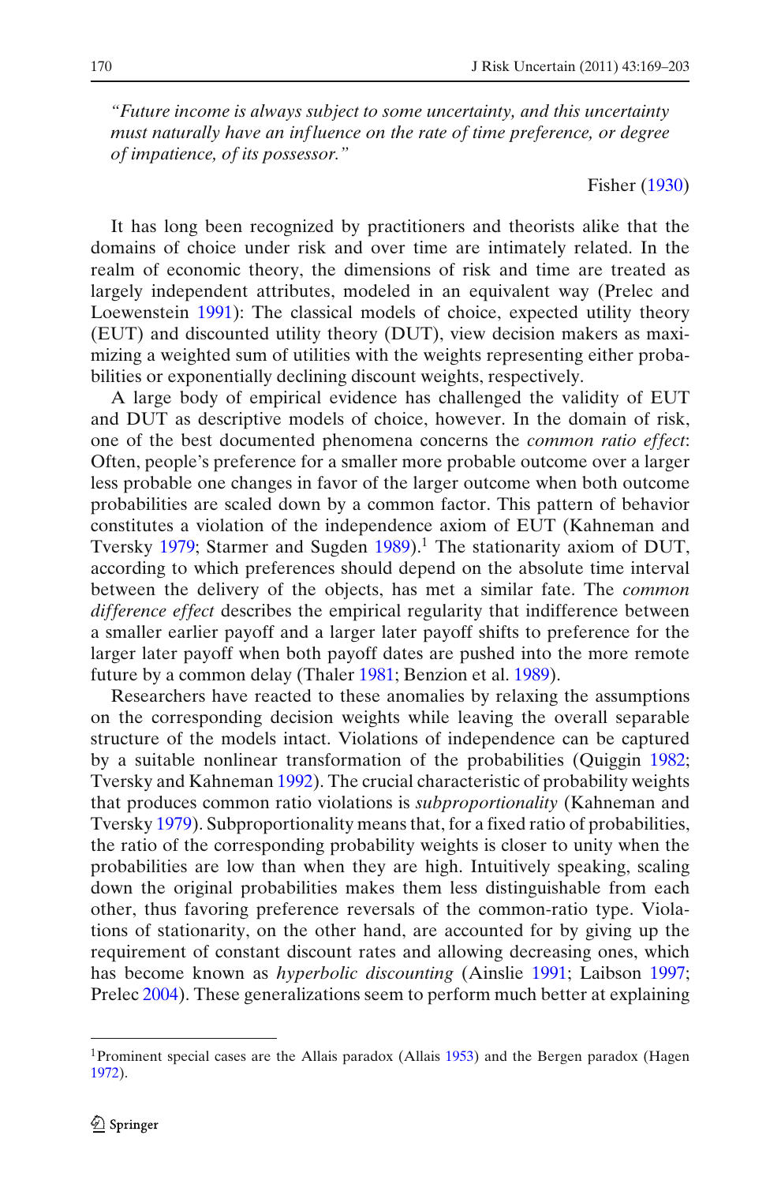*"Future income is always subject to some uncertainty, and this uncertainty must naturally have an influence on the rate of time preference, or degree of impatience, of its possessor."*

Fisher (1930)

It has long been recognized by practitioners and theorists alike that the domains of choice under risk and over time are intimately related. In the realm of economic theory, the dimensions of risk and time are treated as largely independent attributes, modeled in an equivalent way (Prelec and Loewenstein 1991): The classical models of choice, expected utility theory (EUT) and discounted utility theory (DUT), view decision makers as maximizing a weighted sum of utilities with the weights representing either probabilities or exponentially declining discount weights, respectively.

A large body of empirical evidence has challenged the validity of EUT and DUT as descriptive models of choice, however. In the domain of risk, one of the best documented phenomena concerns the *common ratio effect*: Often, people's preference for a smaller more probable outcome over a larger less probable one changes in favor of the larger outcome when both outcome probabilities are scaled down by a common factor. This pattern of behavior constitutes a violation of the independence axiom of EUT (Kahneman and Tversky 1979; Starmer and Sugden 1989).[1] The stationarity axiom of DUT, according to which preferences should depend on the absolute time interval between the delivery of the objects, has met a similar fate. The *common difference effect* describes the empirical regularity that indifference between a smaller earlier payoff and a larger later payoff shifts to preference for the larger later payoff when both payoff dates are pushed into the more remote future by a common delay (Thaler 1981; Benzion et al. 1989).

Researchers have reacted to these anomalies by relaxing the assumptions on the corresponding decision weights while leaving the overall separable structure of the models intact. Violations of independence can be captured by a suitable nonlinear transformation of the probabilities (Quiggin 1982; Tversky and Kahneman 1992). The crucial characteristic of probability weights that produces common ratio violations is *subproportionality* (Kahneman and Tversky 1979). Subproportionality means that, for a fixed ratio of probabilities, the ratio of the corresponding probability weights is closer to unity when the probabilities are low than when they are high. Intuitively speaking, scaling down the original probabilities makes them less distinguishable from each other, thus favoring preference reversals of the common-ratio type. Violations of stationarity, on the other hand, are accounted for by giving up the requirement of constant discount rates and allowing decreasing ones, which has become known as *hyperbolic discounting* (Ainslie 1991; Laibson 1997; Prelec 2004). These generalizations seem to perform much better at explaining

[1] Prominent special cases are the Allais paradox (Allais 1953) and the Bergen paradox (Hagen 1972).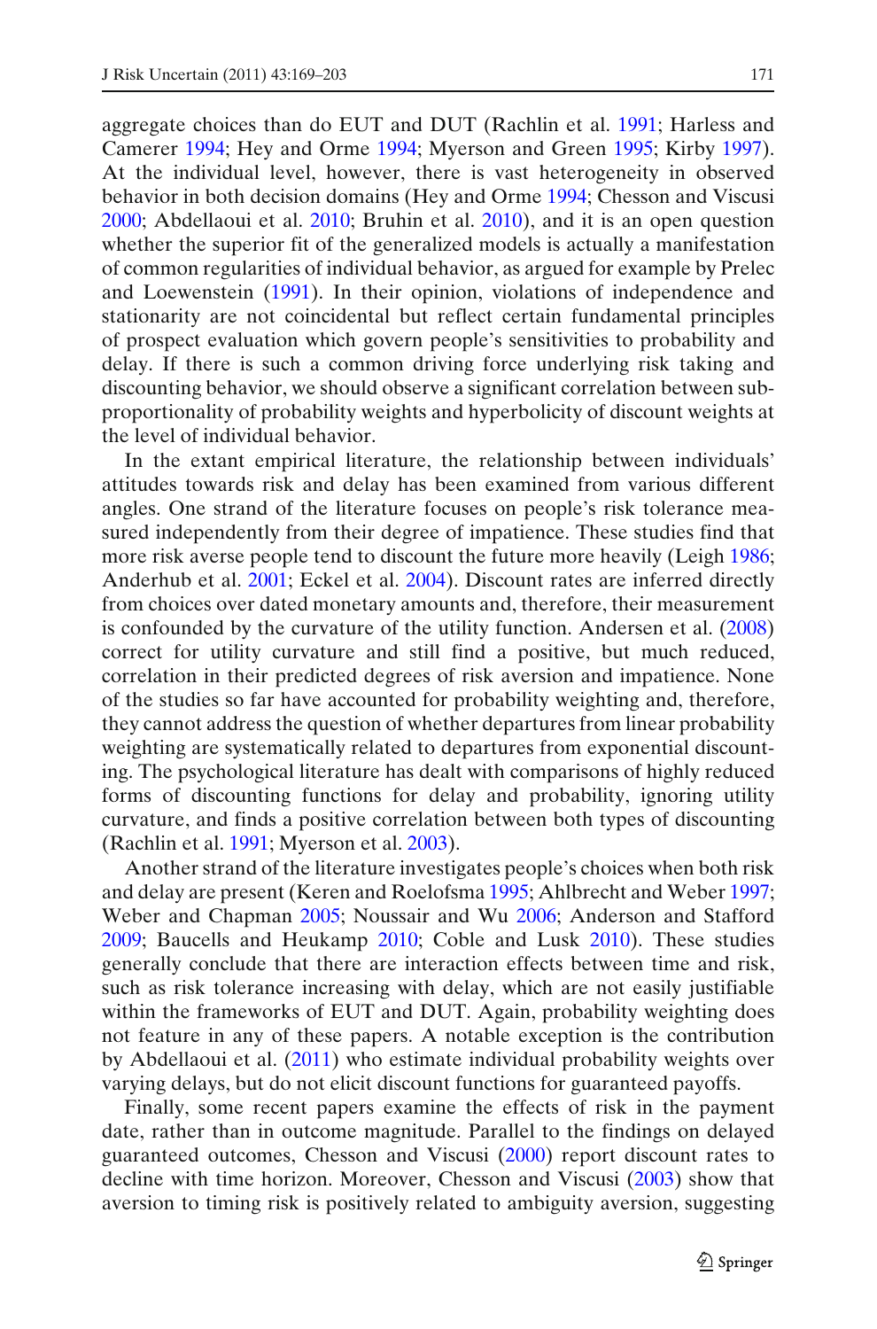aggregate choices than do EUT and DUT (Rachlin et al. 1991; Harless and Camerer 1994; Hey and Orme 1994; Myerson and Green 1995; Kirby 1997). At the individual level, however, there is vast heterogeneity in observed behavior in both decision domains (Hey and Orme 1994; Chesson and Viscusi 2000; Abdellaoui et al. 2010; Bruhin et al. 2010), and it is an open question whether the superior fit of the generalized models is actually a manifestation of common regularities of individual behavior, as argued for example by Prelec and Loewenstein (1991). In their opinion, violations of independence and stationarity are not coincidental but reflect certain fundamental principles of prospect evaluation which govern people's sensitivities to probability and delay. If there is such a common driving force underlying risk taking and discounting behavior, we should observe a significant correlation between subproportionality of probability weights and hyperbolicity of discount weights at the level of individual behavior.

In the extant empirical literature, the relationship between individuals' attitudes towards risk and delay has been examined from various different angles. One strand of the literature focuses on people's risk tolerance measured independently from their degree of impatience. These studies find that more risk averse people tend to discount the future more heavily (Leigh 1986; Anderhub et al. 2001; Eckel et al. 2004). Discount rates are inferred directly from choices over dated monetary amounts and, therefore, their measurement is confounded by the curvature of the utility function. Andersen et al. (2008) correct for utility curvature and still find a positive, but much reduced, correlation in their predicted degrees of risk aversion and impatience. None of the studies so far have accounted for probability weighting and, therefore, they cannot address the question of whether departures from linear probability weighting are systematically related to departures from exponential discounting. The psychological literature has dealt with comparisons of highly reduced forms of discounting functions for delay and probability, ignoring utility curvature, and finds a positive correlation between both types of discounting (Rachlin et al. 1991; Myerson et al. 2003).

Another strand of the literature investigates people's choices when both risk and delay are present (Keren and Roelofsma 1995; Ahlbrecht and Weber 1997; Weber and Chapman 2005; Noussair and Wu 2006; Anderson and Stafford 2009; Baucells and Heukamp 2010; Coble and Lusk 2010). These studies generally conclude that there are interaction effects between time and risk, such as risk tolerance increasing with delay, which are not easily justifiable within the frameworks of EUT and DUT. Again, probability weighting does not feature in any of these papers. A notable exception is the contribution by Abdellaoui et al. (2011) who estimate individual probability weights over varying delays, but do not elicit discount functions for guaranteed payoffs.

Finally, some recent papers examine the effects of risk in the payment date, rather than in outcome magnitude. Parallel to the findings on delayed guaranteed outcomes, Chesson and Viscusi (2000) report discount rates to decline with time horizon. Moreover, Chesson and Viscusi (2003) show that aversion to timing risk is positively related to ambiguity aversion, suggesting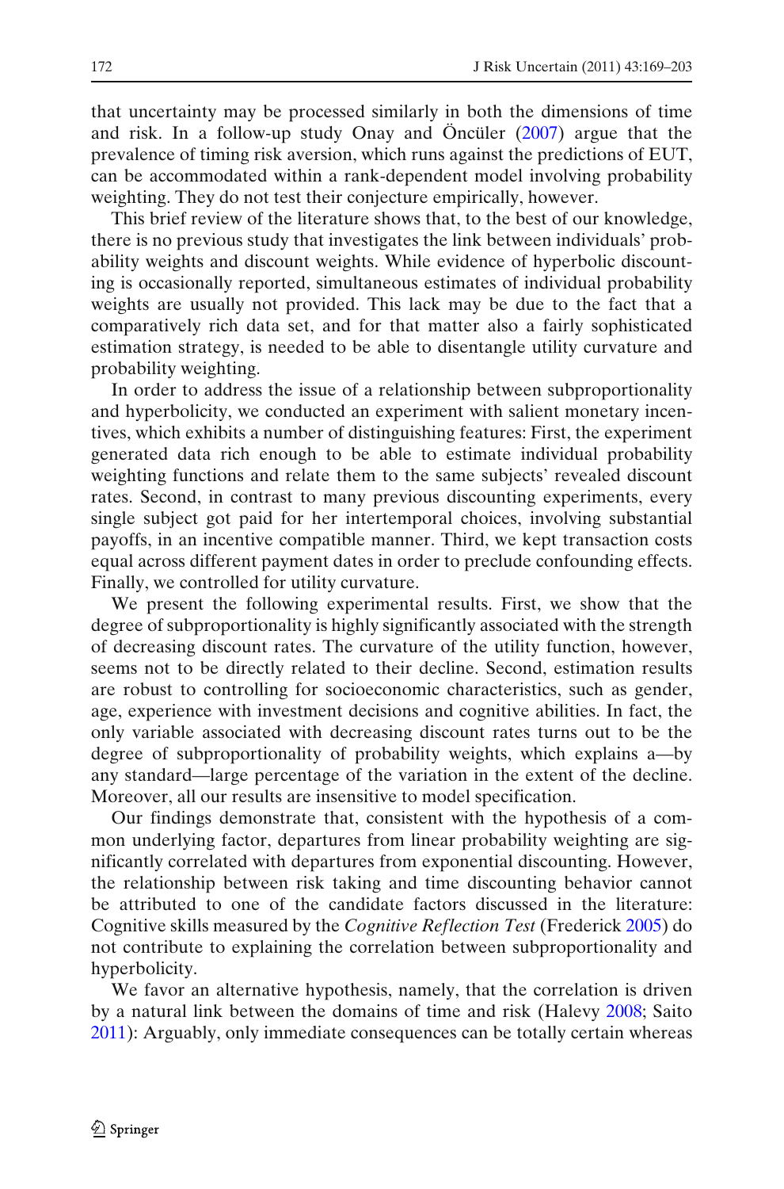that uncertainty may be processed similarly in both the dimensions of time and risk. In a follow-up study Onay and Öncüler (2007) argue that the prevalence of timing risk aversion, which runs against the predictions of EUT, can be accommodated within a rank-dependent model involving probability weighting. They do not test their conjecture empirically, however.

This brief review of the literature shows that, to the best of our knowledge, there is no previous study that investigates the link between individuals' probability weights and discount weights. While evidence of hyperbolic discounting is occasionally reported, simultaneous estimates of individual probability weights are usually not provided. This lack may be due to the fact that a comparatively rich data set, and for that matter also a fairly sophisticated estimation strategy, is needed to be able to disentangle utility curvature and probability weighting.

In order to address the issue of a relationship between subproportionality and hyperbolicity, we conducted an experiment with salient monetary incentives, which exhibits a number of distinguishing features: First, the experiment generated data rich enough to be able to estimate individual probability weighting functions and relate them to the same subjects' revealed discount rates. Second, in contrast to many previous discounting experiments, every single subject got paid for her intertemporal choices, involving substantial payoffs, in an incentive compatible manner. Third, we kept transaction costs equal across different payment dates in order to preclude confounding effects. Finally, we controlled for utility curvature.

We present the following experimental results. First, we show that the degree of subproportionality is highly significantly associated with the strength of decreasing discount rates. The curvature of the utility function, however, seems not to be directly related to their decline. Second, estimation results are robust to controlling for socioeconomic characteristics, such as gender, age, experience with investment decisions and cognitive abilities. In fact, the only variable associated with decreasing discount rates turns out to be the degree of subproportionality of probability weights, which explains a—by any standard—large percentage of the variation in the extent of the decline. Moreover, all our results are insensitive to model specification.

Our findings demonstrate that, consistent with the hypothesis of a common underlying factor, departures from linear probability weighting are significantly correlated with departures from exponential discounting. However, the relationship between risk taking and time discounting behavior cannot be attributed to one of the candidate factors discussed in the literature: Cognitive skills measured by the *Cognitive Reflection Test* (Frederick 2005) do not contribute to explaining the correlation between subproportionality and hyperbolicity.

We favor an alternative hypothesis, namely, that the correlation is driven by a natural link between the domains of time and risk (Halevy 2008; Saito 2011): Arguably, only immediate consequences can be totally certain whereas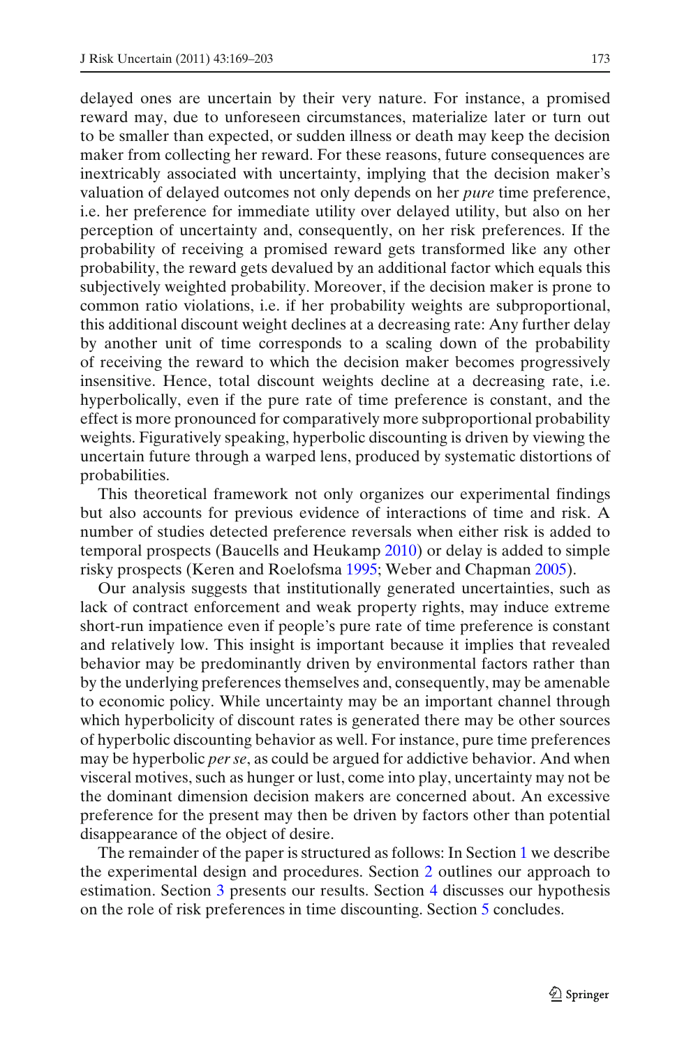delayed ones are uncertain by their very nature. For instance, a promised reward may, due to unforeseen circumstances, materialize later or turn out to be smaller than expected, or sudden illness or death may keep the decision maker from collecting her reward. For these reasons, future consequences are inextricably associated with uncertainty, implying that the decision maker's valuation of delayed outcomes not only depends on her *pure* time preference, i.e. her preference for immediate utility over delayed utility, but also on her perception of uncertainty and, consequently, on her risk preferences. If the probability of receiving a promised reward gets transformed like any other probability, the reward gets devalued by an additional factor which equals this subjectively weighted probability. Moreover, if the decision maker is prone to common ratio violations, i.e. if her probability weights are subproportional, this additional discount weight declines at a decreasing rate: Any further delay by another unit of time corresponds to a scaling down of the probability of receiving the reward to which the decision maker becomes progressively insensitive. Hence, total discount weights decline at a decreasing rate, i.e. hyperbolically, even if the pure rate of time preference is constant, and the effect is more pronounced for comparatively more subproportional probability weights. Figuratively speaking, hyperbolic discounting is driven by viewing the uncertain future through a warped lens, produced by systematic distortions of probabilities.

This theoretical framework not only organizes our experimental findings but also accounts for previous evidence of interactions of time and risk. A number of studies detected preference reversals when either risk is added to temporal prospects (Baucells and Heukamp 2010) or delay is added to simple risky prospects (Keren and Roelofsma 1995; Weber and Chapman 2005).

Our analysis suggests that institutionally generated uncertainties, such as lack of contract enforcement and weak property rights, may induce extreme short-run impatience even if people's pure rate of time preference is constant and relatively low. This insight is important because it implies that revealed behavior may be predominantly driven by environmental factors rather than by the underlying preferences themselves and, consequently, may be amenable to economic policy. While uncertainty may be an important channel through which hyperbolicity of discount rates is generated there may be other sources of hyperbolic discounting behavior as well. For instance, pure time preferences may be hyperbolic *per se*, as could be argued for addictive behavior. And when visceral motives, such as hunger or lust, come into play, uncertainty may not be the dominant dimension decision makers are concerned about. An excessive preference for the present may then be driven by factors other than potential disappearance of the object of desire.

The remainder of the paper is structured as follows: In Section 1 we describe the experimental design and procedures. Section 2 outlines our approach to estimation. Section 3 presents our results. Section 4 discusses our hypothesis on the role of risk preferences in time discounting. Section 5 concludes.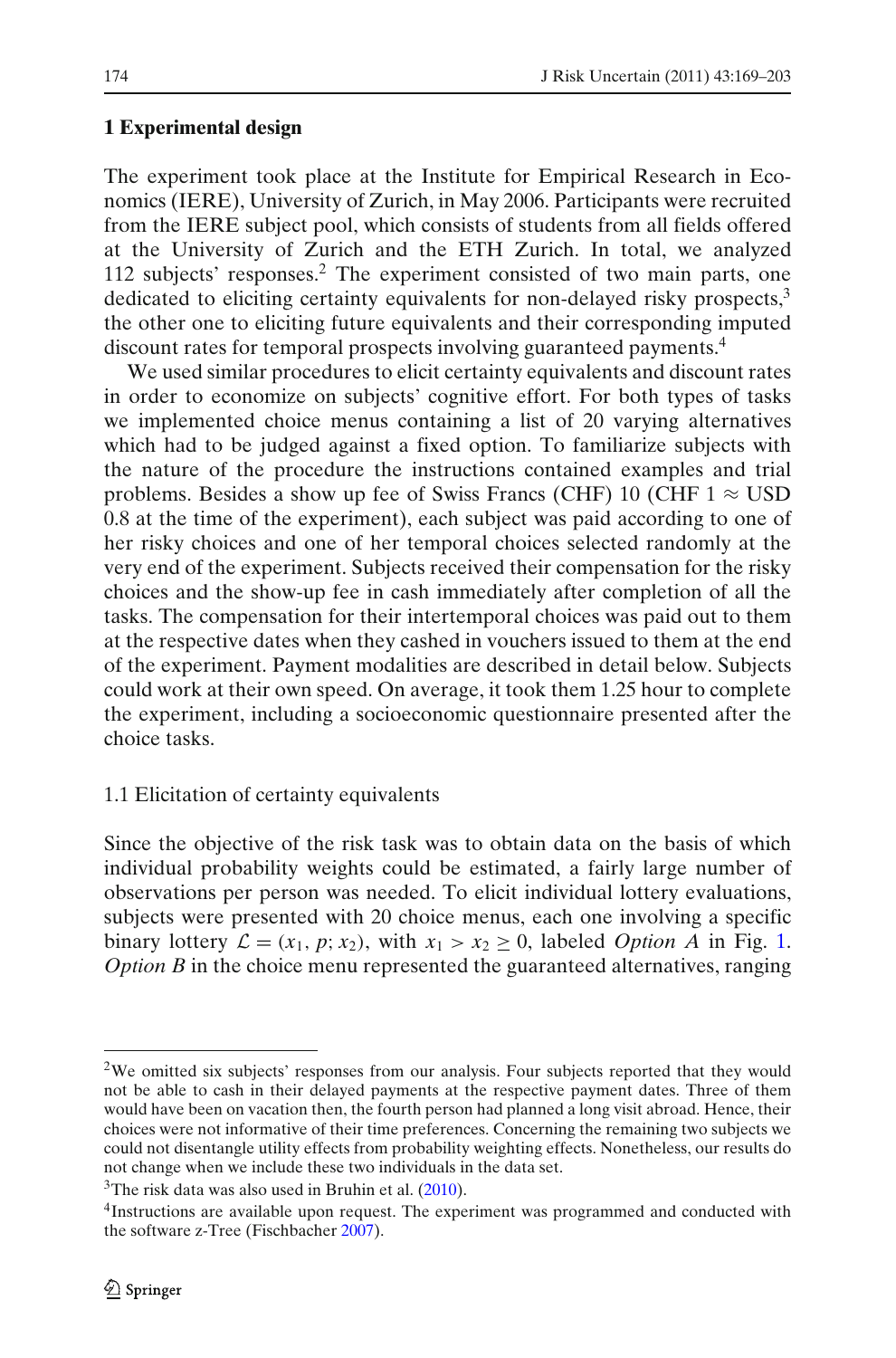## 1 Experimental design

The experiment took place at the Institute for Empirical Research in Economics (IERE), University of Zurich, in May 2006. Participants were recruited from the IERE subject pool, which consists of students from all fields offered at the University of Zurich and the ETH Zurich. In total, we analyzed 112 subjects' responses.[2] The experiment consisted of two main parts, one dedicated to eliciting certainty equivalents for non-delayed risky prospects,[3] the other one to eliciting future equivalents and their corresponding imputed discount rates for temporal prospects involving guaranteed payments.[4]

We used similar procedures to elicit certainty equivalents and discount rates in order to economize on subjects' cognitive effort. For both types of tasks we implemented choice menus containing a list of 20 varying alternatives which had to be judged against a fixed option. To familiarize subjects with the nature of the procedure the instructions contained examples and trial problems. Besides a show up fee of Swiss Francs (CHF) 10 (CHF 1 $\approx$ USD 0.8 at the time of the experiment), each subject was paid according to one of her risky choices and one of her temporal choices selected randomly at the very end of the experiment. Subjects received their compensation for the risky choices and the show-up fee in cash immediately after completion of all the tasks. The compensation for their intertemporal choices was paid out to them at the respective dates when they cashed in vouchers issued to them at the end of the experiment. Payment modalities are described in detail below. Subjects could work at their own speed. On average, it took them 1.25 hour to complete the experiment, including a socioeconomic questionnaire presented after the choice tasks.

### 1.1 Elicitation of certainty equivalents

Since the objective of the risk task was to obtain data on the basis of which individual probability weights could be estimated, a fairly large number of observations per person was needed. To elicit individual lottery evaluations, subjects were presented with 20 choice menus, each one involving a specific binary lottery $\mathcal{L} = (x_1, p; x_2)$, with $x_1 > x_2 \geq 0$, labeled *Option A* in Fig. 1. *Option B* in the choice menu represented the guaranteed alternatives, ranging

---

[2] We omitted six subjects' responses from our analysis. Four subjects reported that they would not be able to cash in their delayed payments at the respective payment dates. Three of them would have been on vacation then, the fourth person had planned a long visit abroad. Hence, their choices were not informative of their time preferences. Concerning the remaining two subjects we could not disentangle utility effects from probability weighting effects. Nonetheless, our results do not change when we include these two individuals in the data set.

[3] The risk data was also used in Bruhin et al. (2010).

[4] Instructions are available upon request. The experiment was programmed and conducted with the software z-Tree (Fischbacher 2007).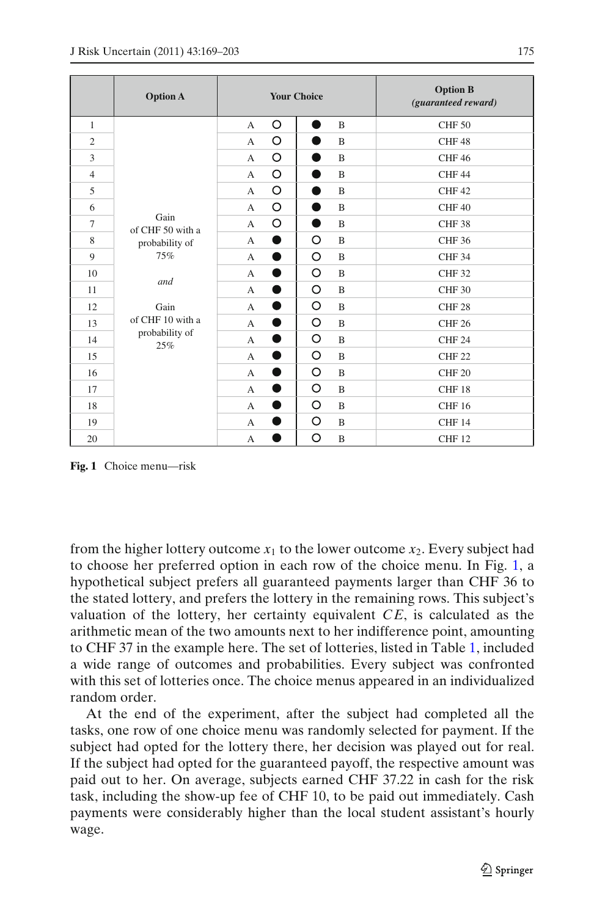| | Option A | Your Choice | | Option B *(guaranteed reward)* |
|---|---|---|---|---|
| 1 | Gain of CHF 50 with a probability of 75% *and* Gain of CHF 10 with a probability of 25% | A ○ | ● B | CHF 50 |
| 2 | | A ○ | ● B | CHF 48 |
| 3 | | A ○ | ● B | CHF 46 |
| 4 | | A ○ | ● B | CHF 44 |
| 5 | | A ○ | ● B | CHF 42 |
| 6 | | A ○ | ● B | CHF 40 |
| 7 | | A ○ | ● B | CHF 38 |
| 8 | | A ● | ○ B | CHF 36 |
| 9 | | A ● | ○ B | CHF 34 |
| 10 | | A ● | ○ B | CHF 32 |
| 11 | | A ● | ○ B | CHF 30 |
| 12 | | A ● | ○ B | CHF 28 |
| 13 | | A ● | ○ B | CHF 26 |
| 14 | | A ● | ○ B | CHF 24 |
| 15 | | A ● | ○ B | CHF 22 |
| 16 | | A ● | ○ B | CHF 20 |
| 17 | | A ● | ○ B | CHF 18 |
| 18 | | A ● | ○ B | CHF 16 |
| 19 | | A ● | ○ B | CHF 14 |
| 20 | | A ● | ○ B | CHF 12 |

**Fig. 1** Choice menu—risk

from the higher lottery outcome $x_1$ to the lower outcome $x_2$. Every subject had to choose her preferred option in each row of the choice menu. In Fig. 1, a hypothetical subject prefers all guaranteed payments larger than CHF 36 to the stated lottery, and prefers the lottery in the remaining rows. This subject's valuation of the lottery, her certainty equivalent $CE$, is calculated as the arithmetic mean of the two amounts next to her indifference point, amounting to CHF 37 in the example here. The set of lotteries, listed in Table 1, included a wide range of outcomes and probabilities. Every subject was confronted with this set of lotteries once. The choice menus appeared in an individualized random order.

At the end of the experiment, after the subject had completed all the tasks, one row of one choice menu was randomly selected for payment. If the subject had opted for the lottery there, her decision was played out for real. If the subject had opted for the guaranteed payoff, the respective amount was paid out to her. On average, subjects earned CHF 37.22 in cash for the risk task, including the show-up fee of CHF 10, to be paid out immediately. Cash payments were considerably higher than the local student assistant's hourly wage.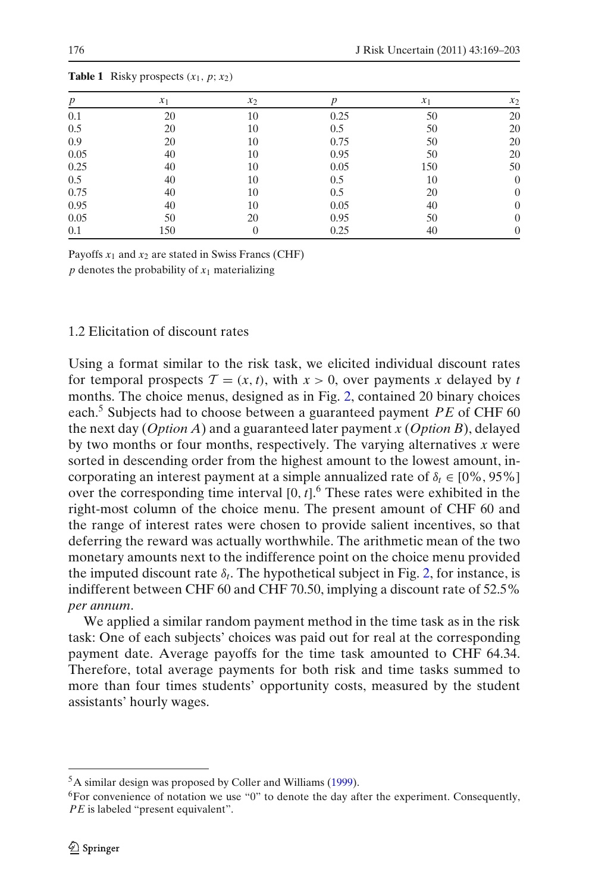**Table 1** Risky prospects $(x_1, p; x_2)$

| $p$ | $x_1$ | $x_2$ | $p$ | $x_1$ | $x_2$ |
|---|---|---|---|---|---|
| 0.1 | 20 | 10 | 0.25 | 50 | 20 |
| 0.5 | 20 | 10 | 0.5 | 50 | 20 |
| 0.9 | 20 | 10 | 0.75 | 50 | 20 |
| 0.05 | 40 | 10 | 0.95 | 50 | 20 |
| 0.25 | 40 | 10 | 0.05 | 150 | 50 |
| 0.5 | 40 | 10 | 0.5 | 10 | 0 |
| 0.75 | 40 | 10 | 0.5 | 20 | 0 |
| 0.95 | 40 | 10 | 0.05 | 40 | 0 |
| 0.05 | 50 | 20 | 0.95 | 50 | 0 |
| 0.1 | 150 | 0 | 0.25 | 40 | 0 |

Payoffs $x_1$ and $x_2$ are stated in Swiss Francs (CHF)

$p$ denotes the probability of $x_1$ materializing

### 1.2 Elicitation of discount rates

Using a format similar to the risk task, we elicited individual discount rates for temporal prospects $\mathcal{T} = (x, t)$, with $x > 0$, over payments $x$ delayed by $t$ months. The choice menus, designed as in Fig. 2, contained 20 binary choices each.[5] Subjects had to choose between a guaranteed payment $PE$ of CHF 60 the next day (*Option A*) and a guaranteed later payment $x$ (*Option B*), delayed by two months or four months, respectively. The varying alternatives $x$ were sorted in descending order from the highest amount to the lowest amount, incorporating an interest payment at a simple annualized rate of $\delta_t \in [0\%, 95\%]$ over the corresponding time interval $[0, t]$.[6] These rates were exhibited in the right-most column of the choice menu. The present amount of CHF 60 and the range of interest rates were chosen to provide salient incentives, so that deferring the reward was actually worthwhile. The arithmetic mean of the two monetary amounts next to the indifference point on the choice menu provided the imputed discount rate $\delta_t$. The hypothetical subject in Fig. 2, for instance, is indifferent between CHF 60 and CHF 70.50, implying a discount rate of 52.5% *per annum*.

We applied a similar random payment method in the time task as in the risk task: One of each subjects' choices was paid out for real at the corresponding payment date. Average payoffs for the time task amounted to CHF 64.34. Therefore, total average payments for both risk and time tasks summed to more than four times students' opportunity costs, measured by the student assistants' hourly wages.

---

[5] A similar design was proposed by Coller and Williams (1999).

[6] For convenience of notation we use "0" to denote the day after the experiment. Consequently, $PE$ is labeled "present equivalent".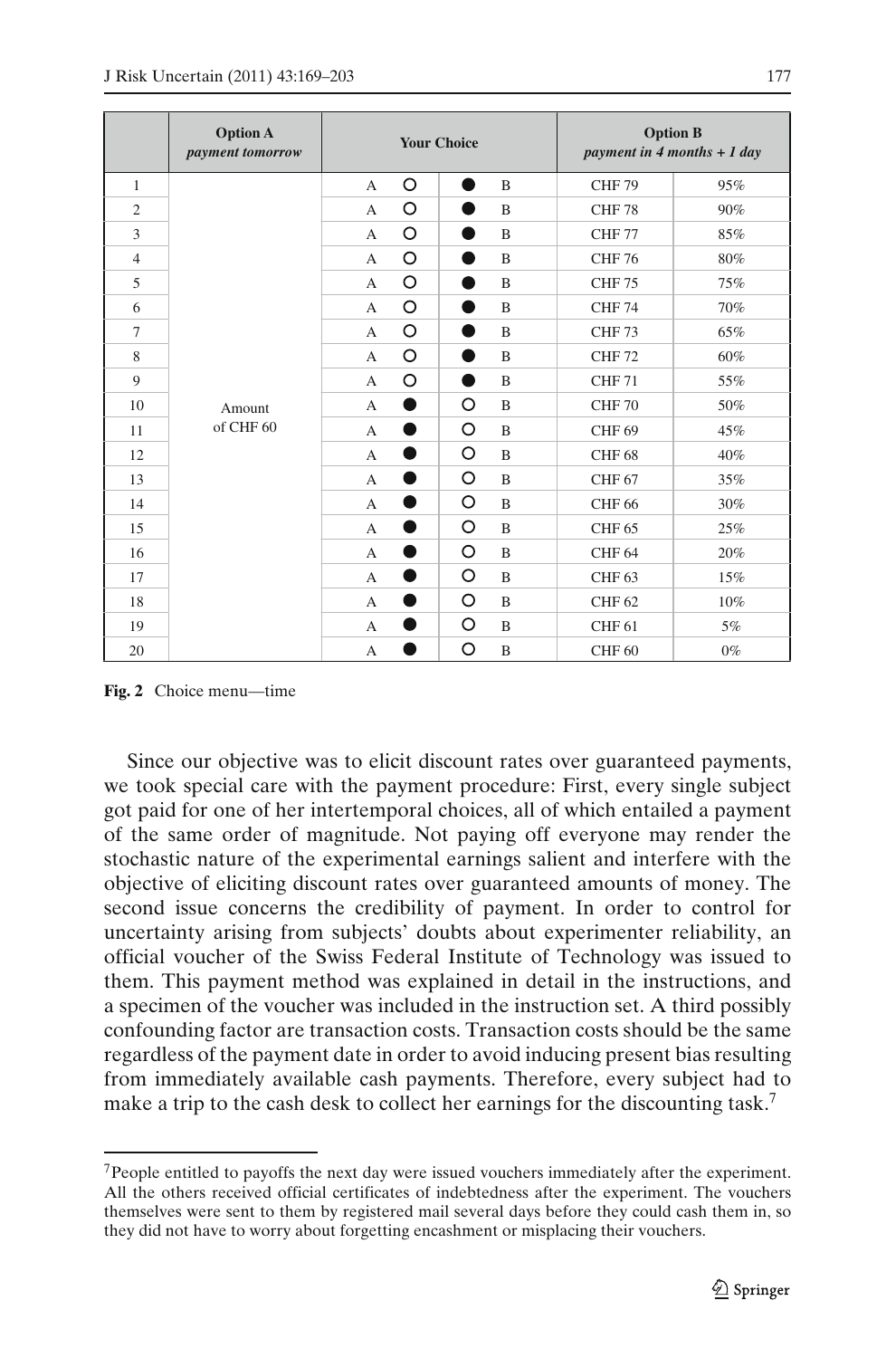| | Option A *payment tomorrow* | Your Choice | | | | Option B *payment in 4 months + 1 day* | |
|---|---|---|---|---|---|---|---|
| 1 | Amount of CHF 60 | A | ○ | ● | B | CHF 79 | 95% |
| 2 | | A | ○ | ● | B | CHF 78 | 90% |
| 3 | | A | ○ | ● | B | CHF 77 | 85% |
| 4 | | A | ○ | ● | B | CHF 76 | 80% |
| 5 | | A | ○ | ● | B | CHF 75 | 75% |
| 6 | | A | ○ | ● | B | CHF 74 | 70% |
| 7 | | A | ○ | ● | B | CHF 73 | 65% |
| 8 | | A | ○ | ● | B | CHF 72 | 60% |
| 9 | | A | ○ | ● | B | CHF 71 | 55% |
| 10 | | A | ● | ○ | B | CHF 70 | 50% |
| 11 | | A | ● | ○ | B | CHF 69 | 45% |
| 12 | | A | ● | ○ | B | CHF 68 | 40% |
| 13 | | A | ● | ○ | B | CHF 67 | 35% |
| 14 | | A | ● | ○ | B | CHF 66 | 30% |
| 15 | | A | ● | ○ | B | CHF 65 | 25% |
| 16 | | A | ● | ○ | B | CHF 64 | 20% |
| 17 | | A | ● | ○ | B | CHF 63 | 15% |
| 18 | | A | ● | ○ | B | CHF 62 | 10% |
| 19 | | A | ● | ○ | B | CHF 61 | 5% |
| 20 | | A | ● | ○ | B | CHF 60 | 0% |

**Fig. 2** Choice menu—time

Since our objective was to elicit discount rates over guaranteed payments, we took special care with the payment procedure: First, every single subject got paid for one of her intertemporal choices, all of which entailed a payment of the same order of magnitude. Not paying off everyone may render the stochastic nature of the experimental earnings salient and interfere with the objective of eliciting discount rates over guaranteed amounts of money. The second issue concerns the credibility of payment. In order to control for uncertainty arising from subjects' doubts about experimenter reliability, an official voucher of the Swiss Federal Institute of Technology was issued to them. This payment method was explained in detail in the instructions, and a specimen of the voucher was included in the instruction set. A third possibly confounding factor are transaction costs. Transaction costs should be the same regardless of the payment date in order to avoid inducing present bias resulting from immediately available cash payments. Therefore, every subject had to make a trip to the cash desk to collect her earnings for the discounting task.[7]

[7] People entitled to payoffs the next day were issued vouchers immediately after the experiment. All the others received official certificates of indebtedness after the experiment. The vouchers themselves were sent to them by registered mail several days before they could cash them in, so they did not have to worry about forgetting encashment or misplacing their vouchers.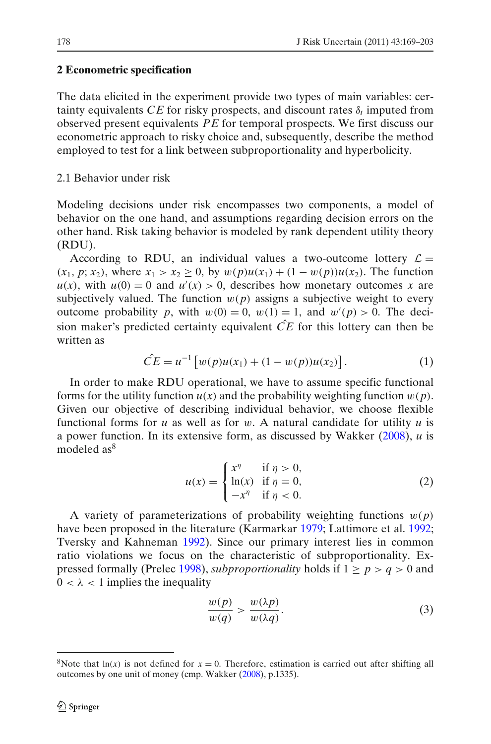## 2 Econometric specification

The data elicited in the experiment provide two types of main variables: certainty equivalents $CE$ for risky prospects, and discount rates $\delta_t$ imputed from observed present equivalents $PE$ for temporal prospects. We first discuss our econometric approach to risky choice and, subsequently, describe the method employed to test for a link between subproportionality and hyperbolicity.

### 2.1 Behavior under risk

Modeling decisions under risk encompasses two components, a model of behavior on the one hand, and assumptions regarding decision errors on the other hand. Risk taking behavior is modeled by rank dependent utility theory (RDU).

According to RDU, an individual values a two-outcome lottery $\mathcal{L} = (x_1, p; x_2)$, where $x_1 > x_2 \geq 0$, by $w(p)u(x_1) + (1 - w(p))u(x_2)$. The function $u(x)$, with $u(0) = 0$ and $u'(x) > 0$, describes how monetary outcomes $x$ are subjectively valued. The function $w(p)$ assigns a subjective weight to every outcome probability $p$, with $w(0) = 0$, $w(1) = 1$, and $w'(p) > 0$. The decision maker's predicted certainty equivalent $\hat{CE}$ for this lottery can then be written as

$$\hat{CE} = u^{-1}\left[w(p)u(x_1) + (1 - w(p))u(x_2)\right]. \tag{1}$$

In order to make RDU operational, we have to assume specific functional forms for the utility function $u(x)$ and the probability weighting function $w(p)$. Given our objective of describing individual behavior, we choose flexible functional forms for $u$ as well as for $w$. A natural candidate for utility $u$ is a power function. In its extensive form, as discussed by Wakker (2008), $u$ is modeled as[8]

$$u(x) = \begin{cases} x^{\eta} & \text{if } \eta > 0, \\ \ln(x) & \text{if } \eta = 0, \\ -x^{\eta} & \text{if } \eta < 0. \end{cases} \tag{2}$$

A variety of parameterizations of probability weighting functions $w(p)$ have been proposed in the literature (Karmarkar 1979; Lattimore et al. 1992; Tversky and Kahneman 1992). Since our primary interest lies in common ratio violations we focus on the characteristic of subproportionality. Expressed formally (Prelec 1998), *subproportionality* holds if $1 \geq p > q > 0$ and $0 < \lambda < 1$ implies the inequality

$$\frac{w(p)}{w(q)} > \frac{w(\lambda p)}{w(\lambda q)}. \tag{3}$$

[8] Note that $\ln(x)$ is not defined for $x = 0$. Therefore, estimation is carried out after shifting all outcomes by one unit of money (cmp. Wakker (2008), p.1335).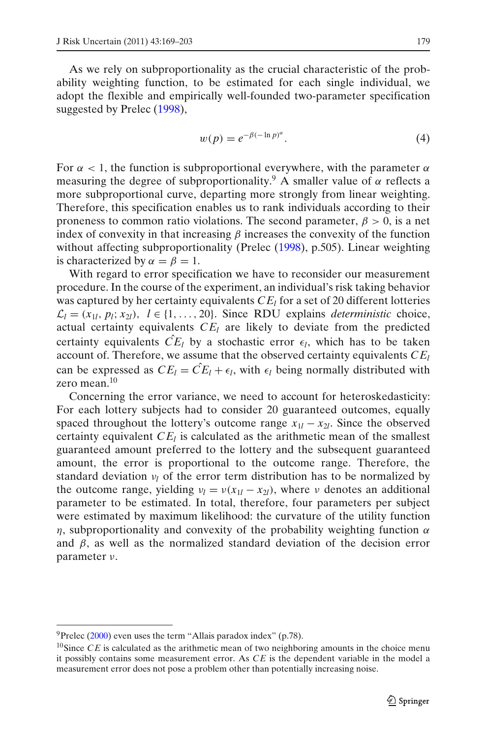As we rely on subproportionality as the crucial characteristic of the probability weighting function, to be estimated for each single individual, we adopt the flexible and empirically well-founded two-parameter specification suggested by Prelec (1998),

$$w(p) = e^{-\beta(-\ln p)^{\alpha}}. \tag{4}$$

For $\alpha < 1$, the function is subproportional everywhere, with the parameter $\alpha$ measuring the degree of subproportionality.[9] A smaller value of $\alpha$ reflects a more subproportional curve, departing more strongly from linear weighting. Therefore, this specification enables us to rank individuals according to their proneness to common ratio violations. The second parameter, $\beta > 0$, is a net index of convexity in that increasing $\beta$ increases the convexity of the function without affecting subproportionality (Prelec (1998), p.505). Linear weighting is characterized by $\alpha = \beta = 1$.

With regard to error specification we have to reconsider our measurement procedure. In the course of the experiment, an individual's risk taking behavior was captured by her certainty equivalents $CE_l$ for a set of 20 different lotteries $\mathcal{L}_l = (x_{1l}, p_l; x_{2l}),\ \ l \in \{1, \ldots, 20\}$. Since RDU explains *deterministic* choice, actual certainty equivalents $CE_l$ are likely to deviate from the predicted certainty equivalents $\hat{CE}_l$ by a stochastic error $\epsilon_l$, which has to be taken account of. Therefore, we assume that the observed certainty equivalents $CE_l$ can be expressed as $CE_l = \hat{CE}_l + \epsilon_l$, with $\epsilon_l$ being normally distributed with zero mean.[10]

Concerning the error variance, we need to account for heteroskedasticity: For each lottery subjects had to consider 20 guaranteed outcomes, equally spaced throughout the lottery's outcome range $x_{1l} - x_{2l}$. Since the observed certainty equivalent $CE_l$ is calculated as the arithmetic mean of the smallest guaranteed amount preferred to the lottery and the subsequent guaranteed amount, the error is proportional to the outcome range. Therefore, the standard deviation $\nu_l$ of the error term distribution has to be normalized by the outcome range, yielding $\nu_l = \nu(x_{1l} - x_{2l})$, where $\nu$ denotes an additional parameter to be estimated. In total, therefore, four parameters per subject were estimated by maximum likelihood: the curvature of the utility function $\eta$, subproportionality and convexity of the probability weighting function $\alpha$ and $\beta$, as well as the normalized standard deviation of the decision error parameter $\nu$.

---

[9] Prelec (2000) even uses the term "Allais paradox index" (p.78).

[10] Since $CE$ is calculated as the arithmetic mean of two neighboring amounts in the choice menu it possibly contains some measurement error. As $CE$ is the dependent variable in the model a measurement error does not pose a problem other than potentially increasing noise.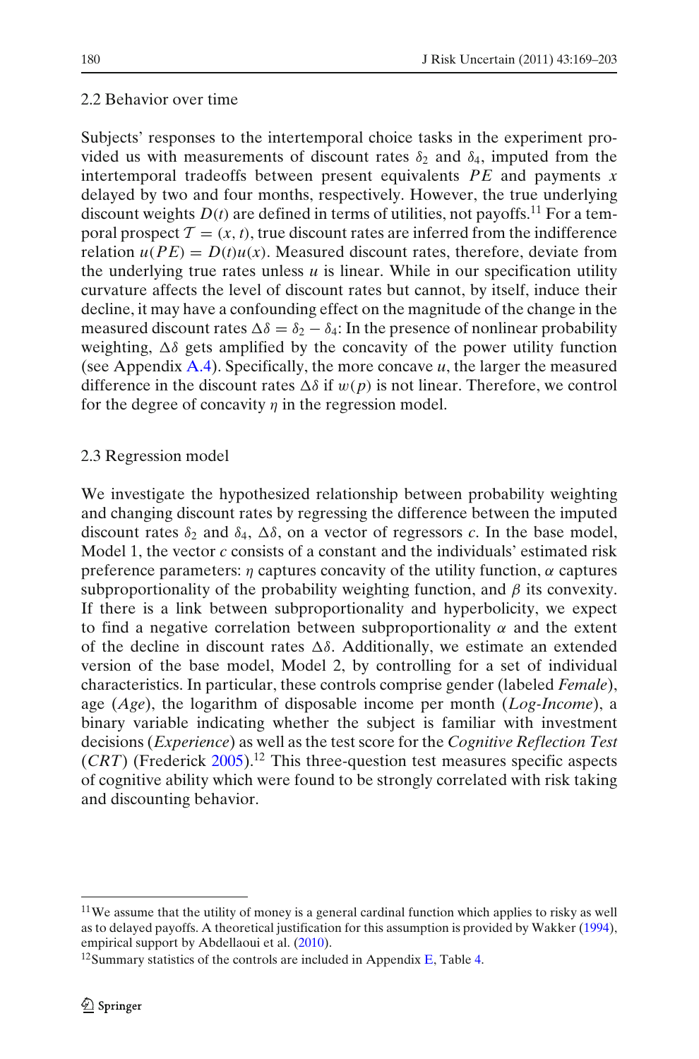### 2.2 Behavior over time

Subjects' responses to the intertemporal choice tasks in the experiment provided us with measurements of discount rates $\delta_2$ and $\delta_4$, imputed from the intertemporal tradeoffs between present equivalents $PE$ and payments $x$ delayed by two and four months, respectively. However, the true underlying discount weights $D(t)$ are defined in terms of utilities, not payoffs.[11] For a temporal prospect $\mathcal{T} = (x, t)$, true discount rates are inferred from the indifference relation $u(PE) = D(t)u(x)$. Measured discount rates, therefore, deviate from the underlying true rates unless $u$ is linear. While in our specification utility curvature affects the level of discount rates but cannot, by itself, induce their decline, it may have a confounding effect on the magnitude of the change in the measured discount rates $\Delta\delta = \delta_2 - \delta_4$: In the presence of nonlinear probability weighting, $\Delta\delta$ gets amplified by the concavity of the power utility function (see Appendix A.4). Specifically, the more concave $u$, the larger the measured difference in the discount rates $\Delta\delta$ if $w(p)$ is not linear. Therefore, we control for the degree of concavity $\eta$ in the regression model.

### 2.3 Regression model

We investigate the hypothesized relationship between probability weighting and changing discount rates by regressing the difference between the imputed discount rates $\delta_2$ and $\delta_4$, $\Delta\delta$, on a vector of regressors $c$. In the base model, Model 1, the vector $c$ consists of a constant and the individuals' estimated risk preference parameters: $\eta$ captures concavity of the utility function, $\alpha$ captures subproportionality of the probability weighting function, and $\beta$ its convexity. If there is a link between subproportionality and hyperbolicity, we expect to find a negative correlation between subproportionality $\alpha$ and the extent of the decline in discount rates $\Delta\delta$. Additionally, we estimate an extended version of the base model, Model 2, by controlling for a set of individual characteristics. In particular, these controls comprise gender (labeled *Female*), age (*Age*), the logarithm of disposable income per month (*Log-Income*), a binary variable indicating whether the subject is familiar with investment decisions (*Experience*) as well as the test score for the *Cognitive Reflection Test* (*CRT*) (Frederick 2005).[12] This three-question test measures specific aspects of cognitive ability which were found to be strongly correlated with risk taking and discounting behavior.

---

[11] We assume that the utility of money is a general cardinal function which applies to risky as well as to delayed payoffs. A theoretical justification for this assumption is provided by Wakker (1994), empirical support by Abdellaoui et al. (2010).

[12] Summary statistics of the controls are included in Appendix E, Table 4.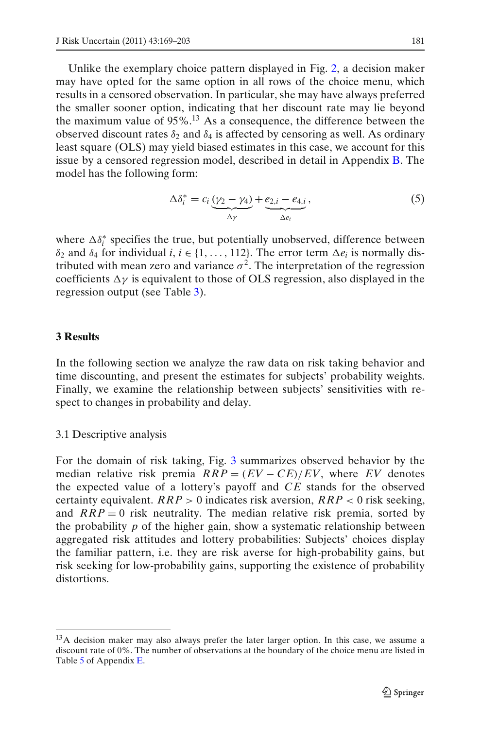Unlike the exemplary choice pattern displayed in Fig. 2, a decision maker may have opted for the same option in all rows of the choice menu, which results in a censored observation. In particular, she may have always preferred the smaller sooner option, indicating that her discount rate may lie beyond the maximum value of 95%.[13] As a consequence, the difference between the observed discount rates $\delta_2$ and $\delta_4$ is affected by censoring as well. As ordinary least square (OLS) may yield biased estimates in this case, we account for this issue by a censored regression model, described in detail in Appendix B. The model has the following form:

$$\Delta\delta_i^* = c_i \underbrace{(\gamma_2 - \gamma_4)}_{\Delta\gamma} + \underbrace{e_{2,i} - e_{4,i}}_{\Delta e_i}, \tag{5}$$

where $\Delta\delta_i^*$ specifies the true, but potentially unobserved, difference between $\delta_2$ and $\delta_4$ for individual $i$, $i \in \{1, \ldots, 112\}$. The error term $\Delta e_i$ is normally distributed with mean zero and variance $\sigma^2$. The interpretation of the regression coefficients $\Delta\gamma$ is equivalent to those of OLS regression, also displayed in the regression output (see Table 3).

## 3 Results

In the following section we analyze the raw data on risk taking behavior and time discounting, and present the estimates for subjects' probability weights. Finally, we examine the relationship between subjects' sensitivities with respect to changes in probability and delay.

### 3.1 Descriptive analysis

For the domain of risk taking, Fig. 3 summarizes observed behavior by the median relative risk premia $RRP = (EV - CE)/EV$, where $EV$ denotes the expected value of a lottery's payoff and $CE$ stands for the observed certainty equivalent. $RRP > 0$ indicates risk aversion, $RRP < 0$ risk seeking, and $RRP = 0$ risk neutrality. The median relative risk premia, sorted by the probability $p$ of the higher gain, show a systematic relationship between aggregated risk attitudes and lottery probabilities: Subjects' choices display the familiar pattern, i.e. they are risk averse for high-probability gains, but risk seeking for low-probability gains, supporting the existence of probability distortions.

---

[13] A decision maker may also always prefer the later larger option. In this case, we assume a discount rate of 0%. The number of observations at the boundary of the choice menu are listed in Table 5 of Appendix E.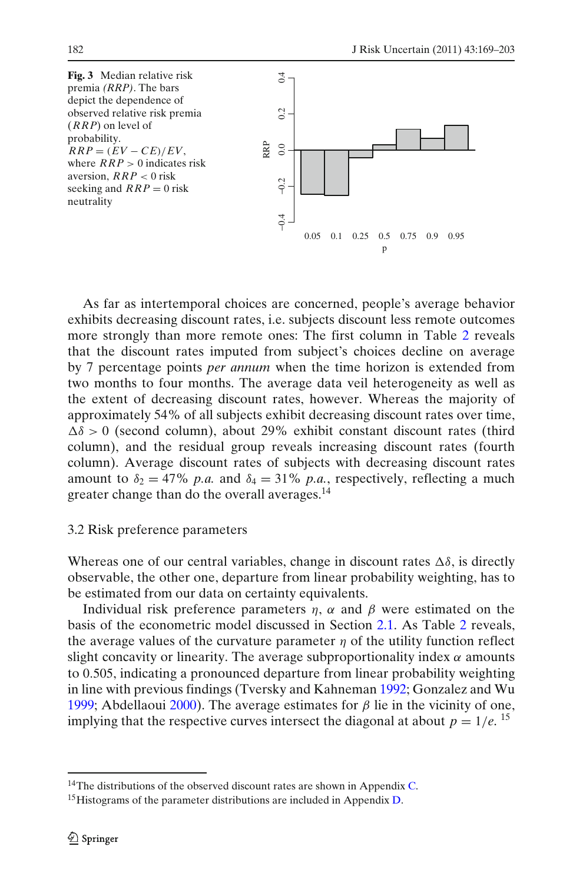**Fig. 3** Median relative risk premia *(RRP)*. The bars depict the dependence of observed relative risk premia ($RRP$) on level of probability. $RRP = (EV - CE)/EV$, where $RRP > 0$ indicates risk aversion, $RRP < 0$ risk seeking and $RRP = 0$ risk neutrality

As far as intertemporal choices are concerned, people's average behavior exhibits decreasing discount rates, i.e. subjects discount less remote outcomes more strongly than more remote ones: The first column in Table 2 reveals that the discount rates imputed from subject's choices decline on average by 7 percentage points *per annum* when the time horizon is extended from two months to four months. The average data veil heterogeneity as well as the extent of decreasing discount rates, however. Whereas the majority of approximately 54% of all subjects exhibit decreasing discount rates over time, $\Delta\delta > 0$ (second column), about 29% exhibit constant discount rates (third column), and the residual group reveals increasing discount rates (fourth column). Average discount rates of subjects with decreasing discount rates amount to $\delta_2 = 47\%$ *p.a.* and $\delta_4 = 31\%$ *p.a.*, respectively, reflecting a much greater change than do the overall averages.[14]

## 3.2 Risk preference parameters

Whereas one of our central variables, change in discount rates $\Delta\delta$, is directly observable, the other one, departure from linear probability weighting, has to be estimated from our data on certainty equivalents.

Individual risk preference parameters $\eta$, $\alpha$ and $\beta$ were estimated on the basis of the econometric model discussed in Section 2.1. As Table 2 reveals, the average values of the curvature parameter $\eta$ of the utility function reflect slight concavity or linearity. The average subproportionality index $\alpha$ amounts to 0.505, indicating a pronounced departure from linear probability weighting in line with previous findings (Tversky and Kahneman 1992; Gonzalez and Wu 1999; Abdellaoui 2000). The average estimates for $\beta$ lie in the vicinity of one, implying that the respective curves intersect the diagonal at about $p = 1/e$.[15]

[14] The distributions of the observed discount rates are shown in Appendix C.

[15] Histograms of the parameter distributions are included in Appendix D.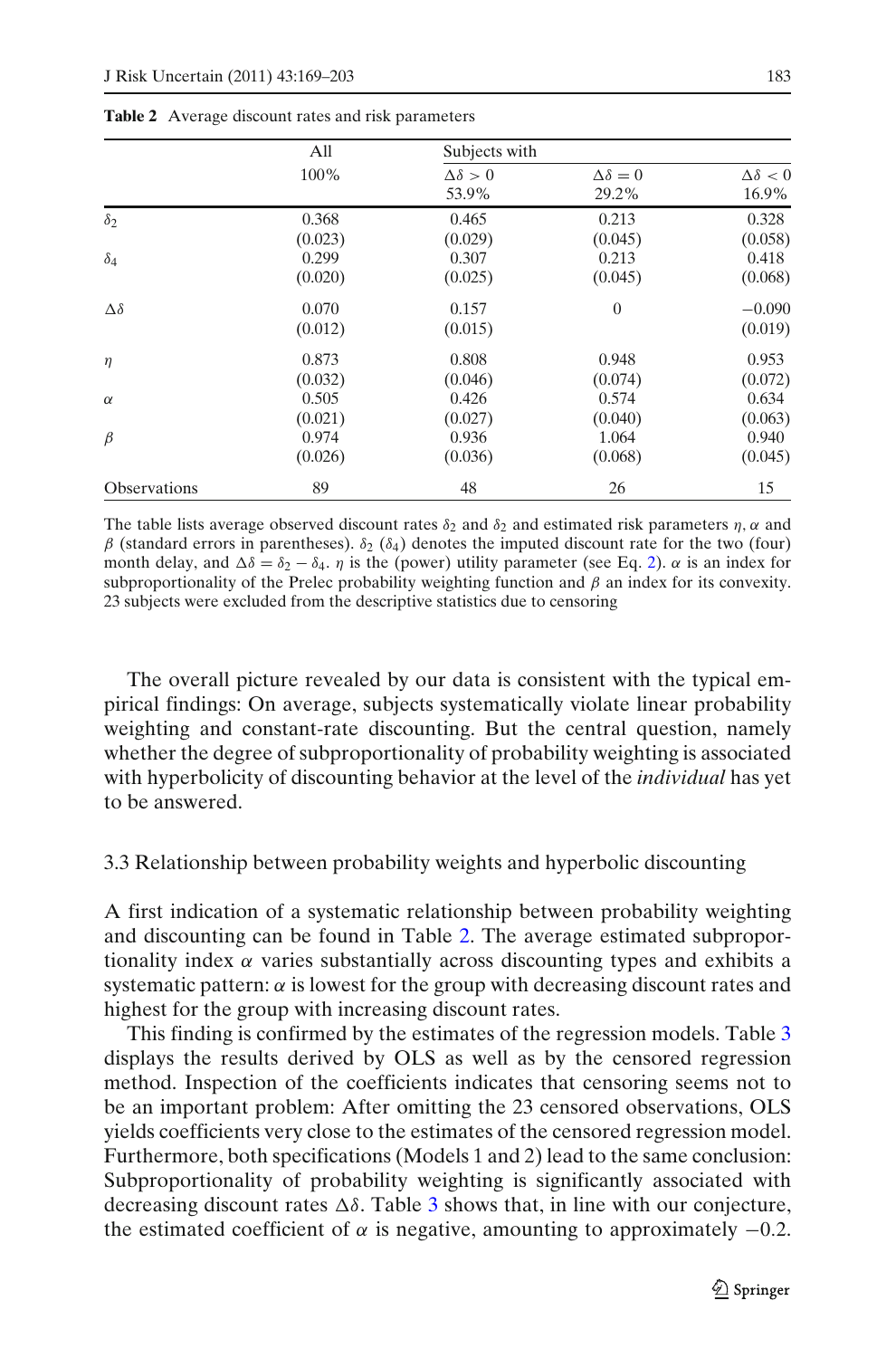**Table 2** Average discount rates and risk parameters

| | All | Subjects with | | |
|---|---|---|---|---|
| | 100% | $\Delta\delta > 0$ 53.9% | $\Delta\delta = 0$ 29.2% | $\Delta\delta < 0$ 16.9% |
| $\delta_2$ | 0.368 | 0.465 | 0.213 | 0.328 |
| | (0.023) | (0.029) | (0.045) | (0.058) |
| $\delta_4$ | 0.299 | 0.307 | 0.213 | 0.418 |
| | (0.020) | (0.025) | (0.045) | (0.068) |
| $\Delta\delta$ | 0.070 | 0.157 | 0 | −0.090 |
| | (0.012) | (0.015) | | (0.019) |
| $\eta$ | 0.873 | 0.808 | 0.948 | 0.953 |
| | (0.032) | (0.046) | (0.074) | (0.072) |
| $\alpha$ | 0.505 | 0.426 | 0.574 | 0.634 |
| | (0.021) | (0.027) | (0.040) | (0.063) |
| $\beta$ | 0.974 | 0.936 | 1.064 | 0.940 |
| | (0.026) | (0.036) | (0.068) | (0.045) |
| Observations | 89 | 48 | 26 | 15 |

The table lists average observed discount rates $\delta_2$ and $\delta_2$ and estimated risk parameters $\eta, \alpha$ and $\beta$ (standard errors in parentheses). $\delta_2$ ($\delta_4$) denotes the imputed discount rate for the two (four) month delay, and $\Delta\delta = \delta_2 - \delta_4$. $\eta$ is the (power) utility parameter (see Eq. 2). $\alpha$ is an index for subproportionality of the Prelec probability weighting function and $\beta$ an index for its convexity. 23 subjects were excluded from the descriptive statistics due to censoring

The overall picture revealed by our data is consistent with the typical empirical findings: On average, subjects systematically violate linear probability weighting and constant-rate discounting. But the central question, namely whether the degree of subproportionality of probability weighting is associated with hyperbolicity of discounting behavior at the level of the *individual* has yet to be answered.

### 3.3 Relationship between probability weights and hyperbolic discounting

A first indication of a systematic relationship between probability weighting and discounting can be found in Table 2. The average estimated subproportionality index $\alpha$ varies substantially across discounting types and exhibits a systematic pattern: $\alpha$ is lowest for the group with decreasing discount rates and highest for the group with increasing discount rates.

This finding is confirmed by the estimates of the regression models. Table 3 displays the results derived by OLS as well as by the censored regression method. Inspection of the coefficients indicates that censoring seems not to be an important problem: After omitting the 23 censored observations, OLS yields coefficients very close to the estimates of the censored regression model. Furthermore, both specifications (Models 1 and 2) lead to the same conclusion: Subproportionality of probability weighting is significantly associated with decreasing discount rates $\Delta\delta$. Table 3 shows that, in line with our conjecture, the estimated coefficient of $\alpha$ is negative, amounting to approximately −0.2.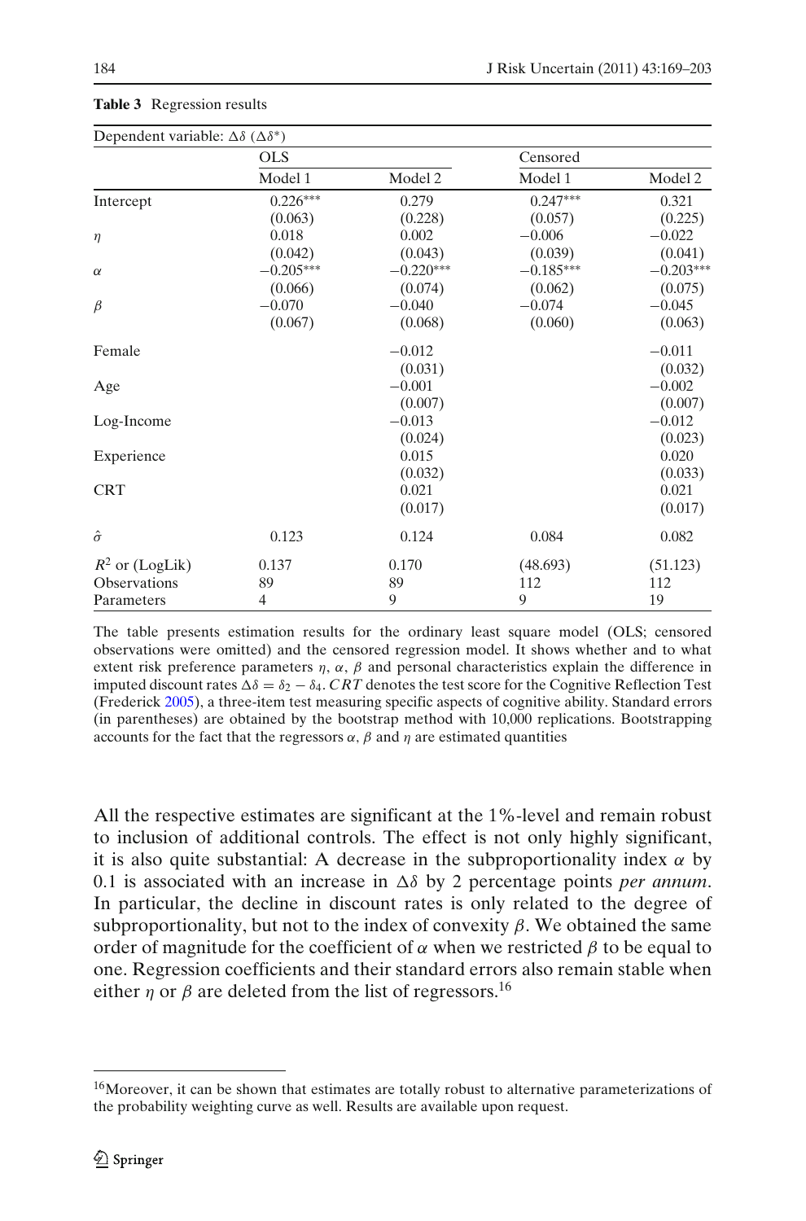**Table 3** Regression results

| Dependent variable: $\Delta\delta$ ($\Delta\delta^*$) | | | | |
|---|---|---|---|---|
| | OLS | | Censored | |
| | Model 1 | Model 2 | Model 1 | Model 2 |
| Intercept | 0.226*** | 0.279 | 0.247*** | 0.321 |
| | (0.063) | (0.228) | (0.057) | (0.225) |
| $\eta$ | 0.018 | 0.002 | −0.006 | −0.022 |
| | (0.042) | (0.043) | (0.039) | (0.041) |
| $\alpha$ | −0.205*** | −0.220*** | −0.185*** | −0.203*** |
| | (0.066) | (0.074) | (0.062) | (0.075) |
| $\beta$ | −0.070 | −0.040 | −0.074 | −0.045 |
| | (0.067) | (0.068) | (0.060) | (0.063) |
| Female | | −0.012 | | −0.011 |
| | | (0.031) | | (0.032) |
| Age | | −0.001 | | −0.002 |
| | | (0.007) | | (0.007) |
| Log-Income | | −0.013 | | −0.012 |
| | | (0.024) | | (0.023) |
| Experience | | 0.015 | | 0.020 |
| | | (0.032) | | (0.033) |
| CRT | | 0.021 | | 0.021 |
| | | (0.017) | | (0.017) |
| $\hat{\sigma}$ | 0.123 | 0.124 | 0.084 | 0.082 |
| $R^2$ or (LogLik) | 0.137 | 0.170 | (48.693) | (51.123) |
| Observations | 89 | 89 | 112 | 112 |
| Parameters | 4 | 9 | 9 | 19 |

The table presents estimation results for the ordinary least square model (OLS; censored observations were omitted) and the censored regression model. It shows whether and to what extent risk preference parameters $\eta$, $\alpha$, $\beta$ and personal characteristics explain the difference in imputed discount rates $\Delta\delta = \delta_2 - \delta_4$. *CRT* denotes the test score for the Cognitive Reflection Test (Frederick 2005), a three-item test measuring specific aspects of cognitive ability. Standard errors (in parentheses) are obtained by the bootstrap method with 10,000 replications. Bootstrapping accounts for the fact that the regressors $\alpha$, $\beta$ and $\eta$ are estimated quantities

All the respective estimates are significant at the 1%-level and remain robust to inclusion of additional controls. The effect is not only highly significant, it is also quite substantial: A decrease in the subproportionality index $\alpha$ by 0.1 is associated with an increase in $\Delta\delta$ by 2 percentage points *per annum*. In particular, the decline in discount rates is only related to the degree of subproportionality, but not to the index of convexity $\beta$. We obtained the same order of magnitude for the coefficient of $\alpha$ when we restricted $\beta$ to be equal to one. Regression coefficients and their standard errors also remain stable when either $\eta$ or $\beta$ are deleted from the list of regressors.[16]

[16]Moreover, it can be shown that estimates are totally robust to alternative parameterizations of the probability weighting curve as well. Results are available upon request.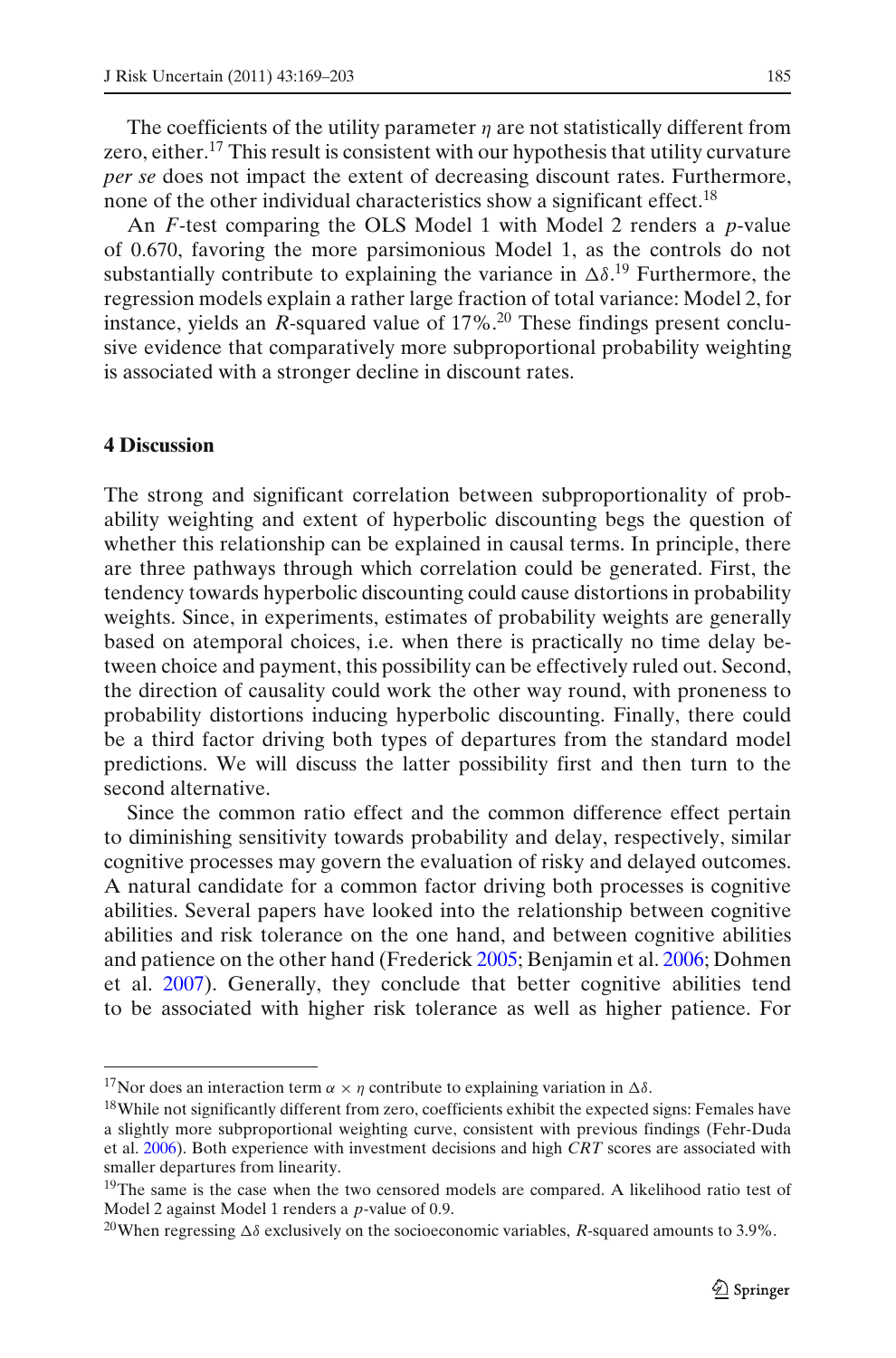The coefficients of the utility parameter $\eta$ are not statistically different from zero, either.[17] This result is consistent with our hypothesis that utility curvature *per se* does not impact the extent of decreasing discount rates. Furthermore, none of the other individual characteristics show a significant effect.[18]

An $F$-test comparing the OLS Model 1 with Model 2 renders a $p$-value of 0.670, favoring the more parsimonious Model 1, as the controls do not substantially contribute to explaining the variance in $\Delta\delta$.[19] Furthermore, the regression models explain a rather large fraction of total variance: Model 2, for instance, yields an $R$-squared value of 17%.[20] These findings present conclusive evidence that comparatively more subproportional probability weighting is associated with a stronger decline in discount rates.

## 4 Discussion

The strong and significant correlation between subproportionality of probability weighting and extent of hyperbolic discounting begs the question of whether this relationship can be explained in causal terms. In principle, there are three pathways through which correlation could be generated. First, the tendency towards hyperbolic discounting could cause distortions in probability weights. Since, in experiments, estimates of probability weights are generally based on atemporal choices, i.e. when there is practically no time delay between choice and payment, this possibility can be effectively ruled out. Second, the direction of causality could work the other way round, with proneness to probability distortions inducing hyperbolic discounting. Finally, there could be a third factor driving both types of departures from the standard model predictions. We will discuss the latter possibility first and then turn to the second alternative.

Since the common ratio effect and the common difference effect pertain to diminishing sensitivity towards probability and delay, respectively, similar cognitive processes may govern the evaluation of risky and delayed outcomes. A natural candidate for a common factor driving both processes is cognitive abilities. Several papers have looked into the relationship between cognitive abilities and risk tolerance on the one hand, and between cognitive abilities and patience on the other hand (Frederick 2005; Benjamin et al. 2006; Dohmen et al. 2007). Generally, they conclude that better cognitive abilities tend to be associated with higher risk tolerance as well as higher patience. For

---

[17] Nor does an interaction term $\alpha \times \eta$ contribute to explaining variation in $\Delta\delta$.

[18] While not significantly different from zero, coefficients exhibit the expected signs: Females have a slightly more subproportional weighting curve, consistent with previous findings (Fehr-Duda et al. 2006). Both experience with investment decisions and high *CRT* scores are associated with smaller departures from linearity.

[19] The same is the case when the two censored models are compared. A likelihood ratio test of Model 2 against Model 1 renders a $p$-value of 0.9.

[20] When regressing $\Delta\delta$ exclusively on the socioeconomic variables, $R$-squared amounts to 3.9%.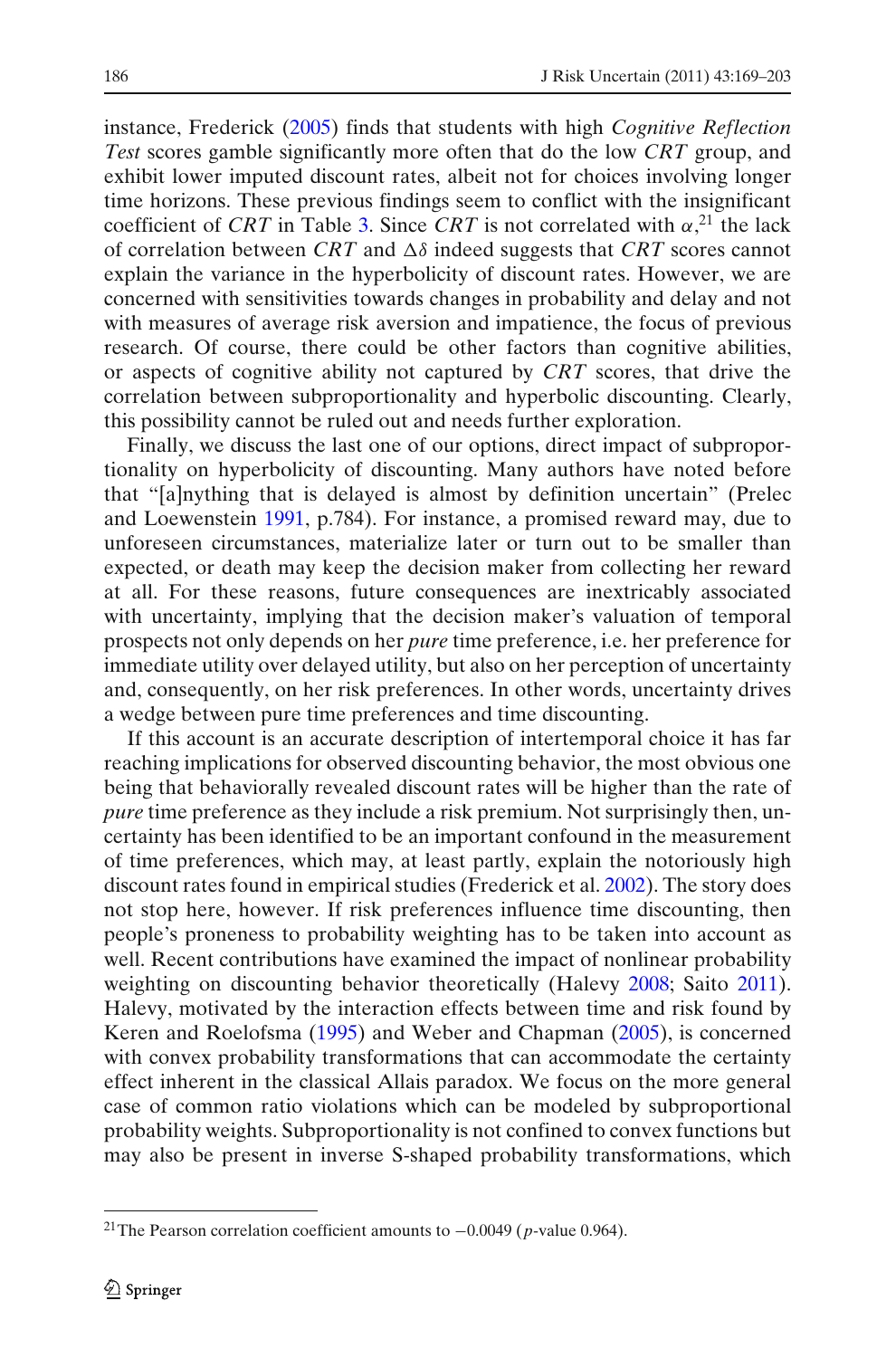instance, Frederick (2005) finds that students with high *Cognitive Reflection Test* scores gamble significantly more often that do the low *CRT* group, and exhibit lower imputed discount rates, albeit not for choices involving longer time horizons. These previous findings seem to conflict with the insignificant coefficient of *CRT* in Table 3. Since *CRT* is not correlated with $\alpha$,[21] the lack of correlation between *CRT* and $\Delta\delta$ indeed suggests that *CRT* scores cannot explain the variance in the hyperbolicity of discount rates. However, we are concerned with sensitivities towards changes in probability and delay and not with measures of average risk aversion and impatience, the focus of previous research. Of course, there could be other factors than cognitive abilities, or aspects of cognitive ability not captured by *CRT* scores, that drive the correlation between subproportionality and hyperbolic discounting. Clearly, this possibility cannot be ruled out and needs further exploration.

Finally, we discuss the last one of our options, direct impact of subproportionality on hyperbolicity of discounting. Many authors have noted before that "[a]nything that is delayed is almost by definition uncertain" (Prelec and Loewenstein 1991, p.784). For instance, a promised reward may, due to unforeseen circumstances, materialize later or turn out to be smaller than expected, or death may keep the decision maker from collecting her reward at all. For these reasons, future consequences are inextricably associated with uncertainty, implying that the decision maker's valuation of temporal prospects not only depends on her *pure* time preference, i.e. her preference for immediate utility over delayed utility, but also on her perception of uncertainty and, consequently, on her risk preferences. In other words, uncertainty drives a wedge between pure time preferences and time discounting.

If this account is an accurate description of intertemporal choice it has far reaching implications for observed discounting behavior, the most obvious one being that behaviorally revealed discount rates will be higher than the rate of *pure* time preference as they include a risk premium. Not surprisingly then, uncertainty has been identified to be an important confound in the measurement of time preferences, which may, at least partly, explain the notoriously high discount rates found in empirical studies (Frederick et al. 2002). The story does not stop here, however. If risk preferences influence time discounting, then people's proneness to probability weighting has to be taken into account as well. Recent contributions have examined the impact of nonlinear probability weighting on discounting behavior theoretically (Halevy 2008; Saito 2011). Halevy, motivated by the interaction effects between time and risk found by Keren and Roelofsma (1995) and Weber and Chapman (2005), is concerned with convex probability transformations that can accommodate the certainty effect inherent in the classical Allais paradox. We focus on the more general case of common ratio violations which can be modeled by subproportional probability weights. Subproportionality is not confined to convex functions but may also be present in inverse S-shaped probability transformations, which

[21] The Pearson correlation coefficient amounts to $-0.0049$ ($p$-value 0.964).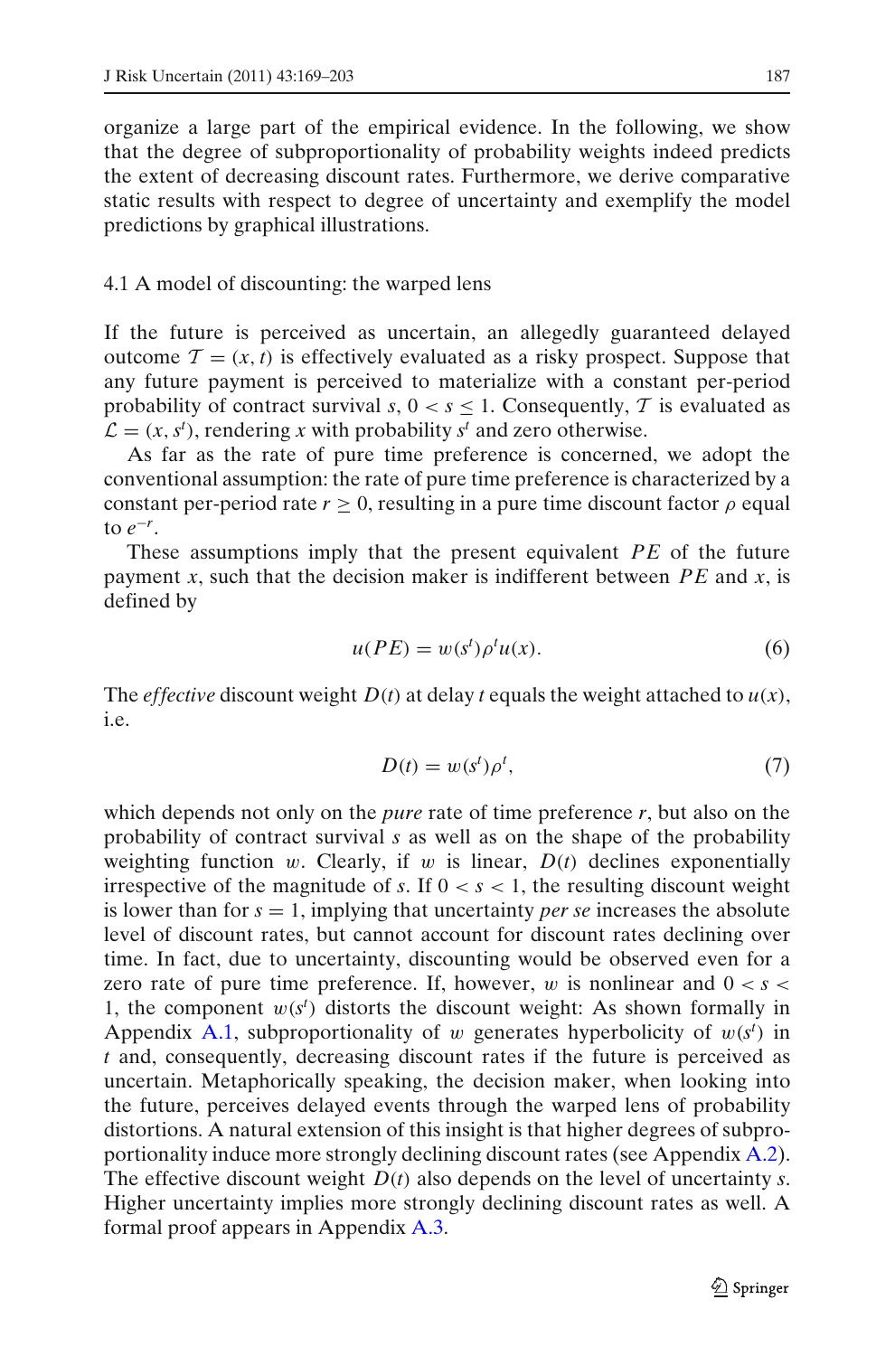organize a large part of the empirical evidence. In the following, we show that the degree of subproportionality of probability weights indeed predicts the extent of decreasing discount rates. Furthermore, we derive comparative static results with respect to degree of uncertainty and exemplify the model predictions by graphical illustrations.

### 4.1 A model of discounting: the warped lens

If the future is perceived as uncertain, an allegedly guaranteed delayed outcome $\mathcal{T} = (x, t)$ is effectively evaluated as a risky prospect. Suppose that any future payment is perceived to materialize with a constant per-period probability of contract survival $s$, $0 < s \leq 1$. Consequently, $\mathcal{T}$ is evaluated as $\mathcal{L} = (x, s^t)$, rendering $x$ with probability $s^t$ and zero otherwise.

As far as the rate of pure time preference is concerned, we adopt the conventional assumption: the rate of pure time preference is characterized by a constant per-period rate $r \geq 0$, resulting in a pure time discount factor $\rho$ equal to $e^{-r}$.

These assumptions imply that the present equivalent $PE$ of the future payment $x$, such that the decision maker is indifferent between $PE$ and $x$, is defined by

$$u(PE) = w(s^t)\rho^t u(x). \tag{6}$$

The *effective* discount weight $D(t)$ at delay $t$ equals the weight attached to $u(x)$, i.e.

$$D(t) = w(s^t)\rho^t, \tag{7}$$

which depends not only on the *pure* rate of time preference $r$, but also on the probability of contract survival $s$ as well as on the shape of the probability weighting function $w$. Clearly, if $w$ is linear, $D(t)$ declines exponentially irrespective of the magnitude of $s$. If $0 < s < 1$, the resulting discount weight is lower than for $s = 1$, implying that uncertainty *per se* increases the absolute level of discount rates, but cannot account for discount rates declining over time. In fact, due to uncertainty, discounting would be observed even for a zero rate of pure time preference. If, however, $w$ is nonlinear and $0 < s < 1$, the component $w(s^t)$ distorts the discount weight: As shown formally in Appendix A.1, subproportionality of $w$ generates hyperbolicity of $w(s^t)$ in $t$ and, consequently, decreasing discount rates if the future is perceived as uncertain. Metaphorically speaking, the decision maker, when looking into the future, perceives delayed events through the warped lens of probability distortions. A natural extension of this insight is that higher degrees of subproportionality induce more strongly declining discount rates (see Appendix A.2). The effective discount weight $D(t)$ also depends on the level of uncertainty $s$. Higher uncertainty implies more strongly declining discount rates as well. A formal proof appears in Appendix A.3.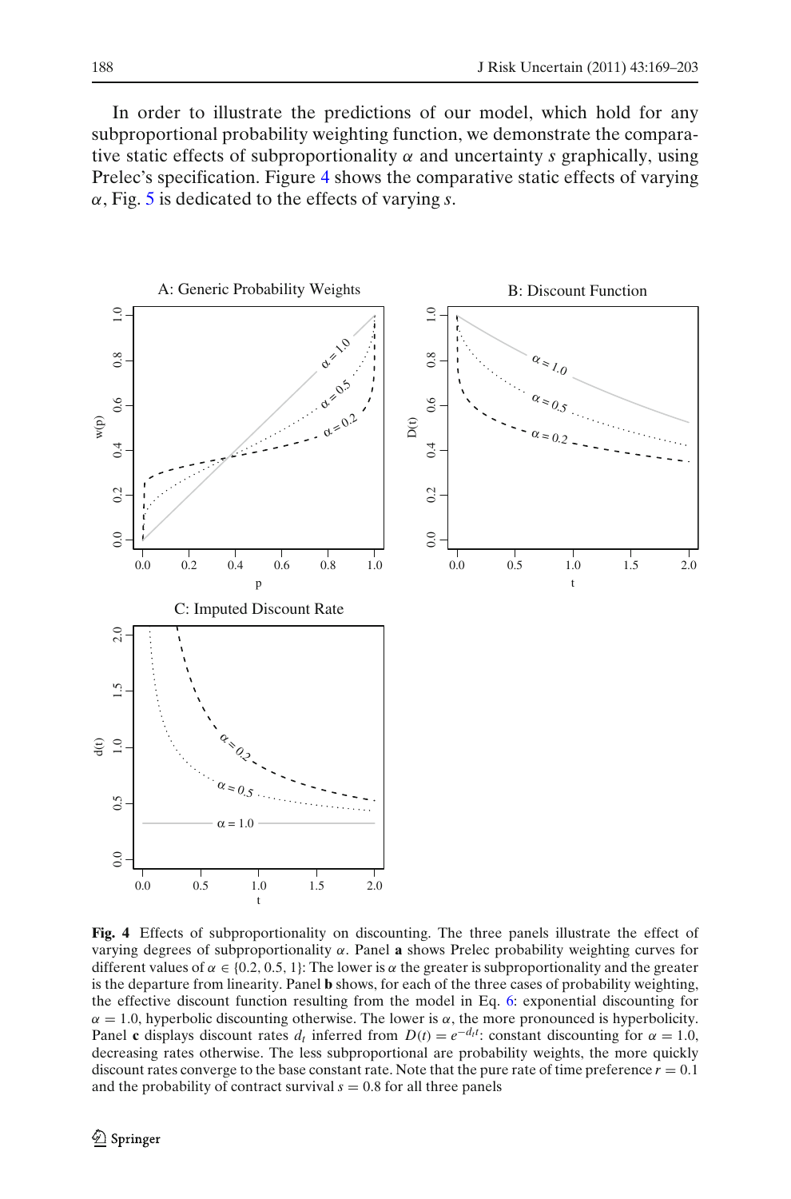In order to illustrate the predictions of our model, which hold for any subproportional probability weighting function, we demonstrate the comparative static effects of subproportionality $\alpha$ and uncertainty $s$ graphically, using Prelec's specification. Figure 4 shows the comparative static effects of varying $\alpha$, Fig. 5 is dedicated to the effects of varying $s$.

**Fig. 4** Effects of subproportionality on discounting. The three panels illustrate the effect of varying degrees of subproportionality $\alpha$. Panel **a** shows Prelec probability weighting curves for different values of $\alpha \in \{0.2, 0.5, 1\}$: The lower is $\alpha$ the greater is subproportionality and the greater is the departure from linearity. Panel **b** shows, for each of the three cases of probability weighting, the effective discount function resulting from the model in Eq. 6: exponential discounting for $\alpha = 1.0$, hyperbolic discounting otherwise. The lower is $\alpha$, the more pronounced is hyperbolicity. Panel **c** displays discount rates $d_t$ inferred from $D(t) = e^{-d_t t}$: constant discounting for $\alpha = 1.0$, decreasing rates otherwise. The less subproportional are probability weights, the more quickly discount rates converge to the base constant rate. Note that the pure rate of time preference $r = 0.1$ and the probability of contract survival $s = 0.8$ for all three panels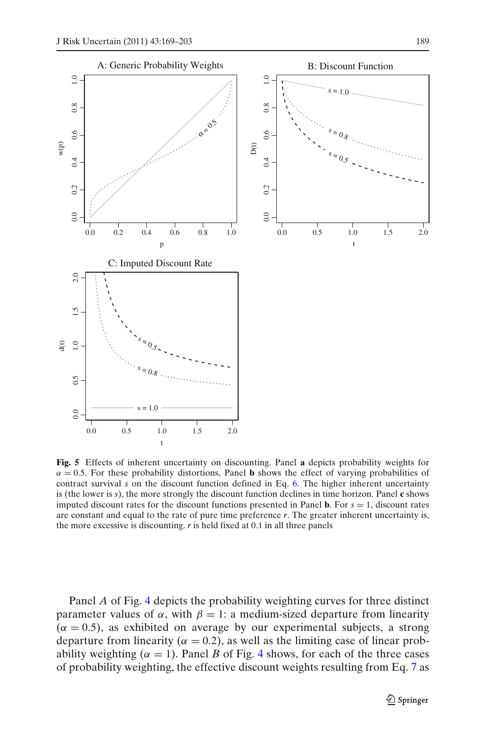**Fig. 5** Effects of inherent uncertainty on discounting. Panel **a** depicts probability weights for $\alpha = 0.5$. For these probability distortions, Panel **b** shows the effect of varying probabilities of contract survival $s$ on the discount function defined in Eq. 6. The higher inherent uncertainty is (the lower is $s$), the more strongly the discount function declines in time horizon. Panel **c** shows imputed discount rates for the discount functions presented in Panel **b**. For $s = 1$, discount rates are constant and equal to the rate of pure time preference $r$. The greater inherent uncertainty is, the more excessive is discounting. $r$ is held fixed at 0.1 in all three panels

Panel $A$ of Fig. 4 depicts the probability weighting curves for three distinct parameter values of $\alpha$, with $\beta = 1$: a medium-sized departure from linearity ($\alpha = 0.5$), as exhibited on average by our experimental subjects, a strong departure from linearity ($\alpha = 0.2$), as well as the limiting case of linear probability weighting ($\alpha = 1$). Panel $B$ of Fig. 4 shows, for each of the three cases of probability weighting, the effective discount weights resulting from Eq. 7 as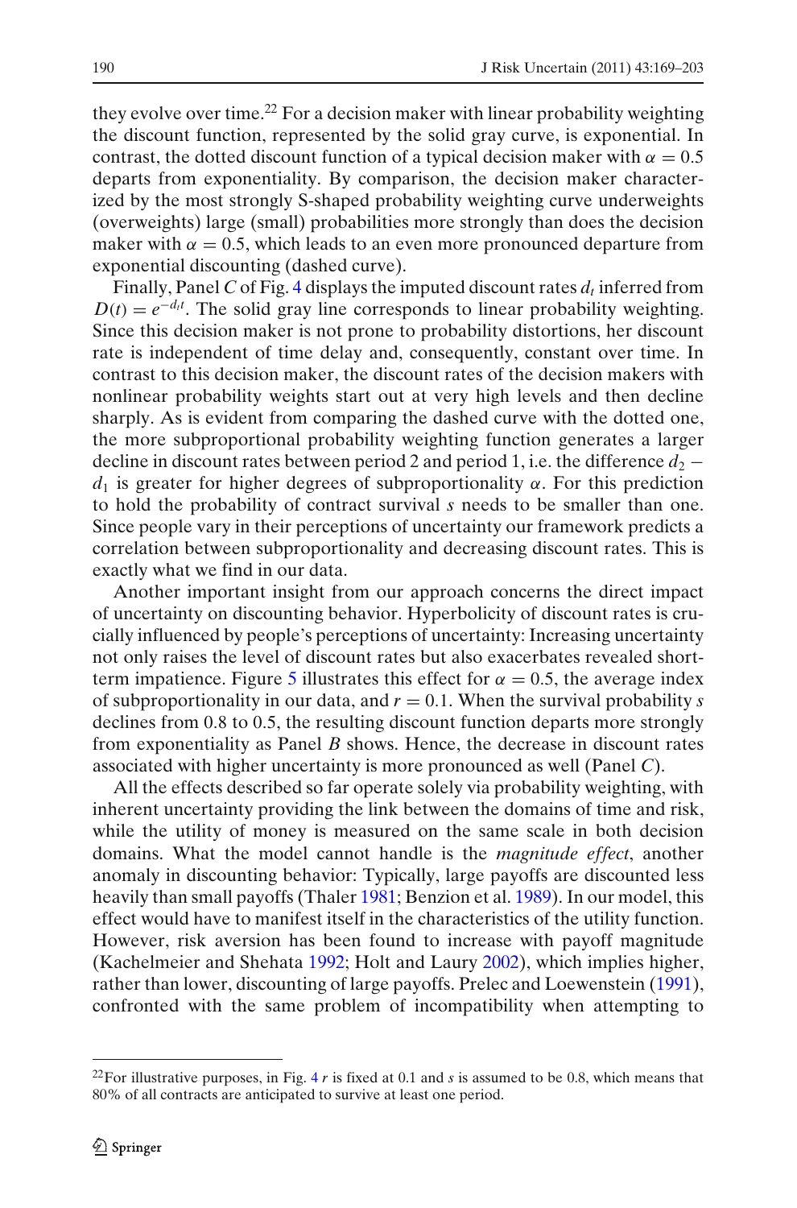they evolve over time.[22] For a decision maker with linear probability weighting the discount function, represented by the solid gray curve, is exponential. In contrast, the dotted discount function of a typical decision maker with $\alpha = 0.5$ departs from exponentiality. By comparison, the decision maker characterized by the most strongly S-shaped probability weighting curve underweights (overweights) large (small) probabilities more strongly than does the decision maker with $\alpha = 0.5$, which leads to an even more pronounced departure from exponential discounting (dashed curve).

Finally, Panel *C* of Fig. 4 displays the imputed discount rates $d_t$ inferred from $D(t) = e^{-d_t t}$. The solid gray line corresponds to linear probability weighting. Since this decision maker is not prone to probability distortions, her discount rate is independent of time delay and, consequently, constant over time. In contrast to this decision maker, the discount rates of the decision makers with nonlinear probability weights start out at very high levels and then decline sharply. As is evident from comparing the dashed curve with the dotted one, the more subproportional probability weighting function generates a larger decline in discount rates between period 2 and period 1, i.e. the difference $d_2 - d_1$ is greater for higher degrees of subproportionality $\alpha$. For this prediction to hold the probability of contract survival $s$ needs to be smaller than one. Since people vary in their perceptions of uncertainty our framework predicts a correlation between subproportionality and decreasing discount rates. This is exactly what we find in our data.

Another important insight from our approach concerns the direct impact of uncertainty on discounting behavior. Hyperbolicity of discount rates is crucially influenced by people's perceptions of uncertainty: Increasing uncertainty not only raises the level of discount rates but also exacerbates revealed short-term impatience. Figure 5 illustrates this effect for $\alpha = 0.5$, the average index of subproportionality in our data, and $r = 0.1$. When the survival probability $s$ declines from 0.8 to 0.5, the resulting discount function departs more strongly from exponentiality as Panel *B* shows. Hence, the decrease in discount rates associated with higher uncertainty is more pronounced as well (Panel *C*).

All the effects described so far operate solely via probability weighting, with inherent uncertainty providing the link between the domains of time and risk, while the utility of money is measured on the same scale in both decision domains. What the model cannot handle is the *magnitude effect*, another anomaly in discounting behavior: Typically, large payoffs are discounted less heavily than small payoffs (Thaler 1981; Benzion et al. 1989). In our model, this effect would have to manifest itself in the characteristics of the utility function. However, risk aversion has been found to increase with payoff magnitude (Kachelmeier and Shehata 1992; Holt and Laury 2002), which implies higher, rather than lower, discounting of large payoffs. Prelec and Loewenstein (1991), confronted with the same problem of incompatibility when attempting to

---

[22] For illustrative purposes, in Fig. 4 $r$ is fixed at 0.1 and $s$ is assumed to be 0.8, which means that 80% of all contracts are anticipated to survive at least one period.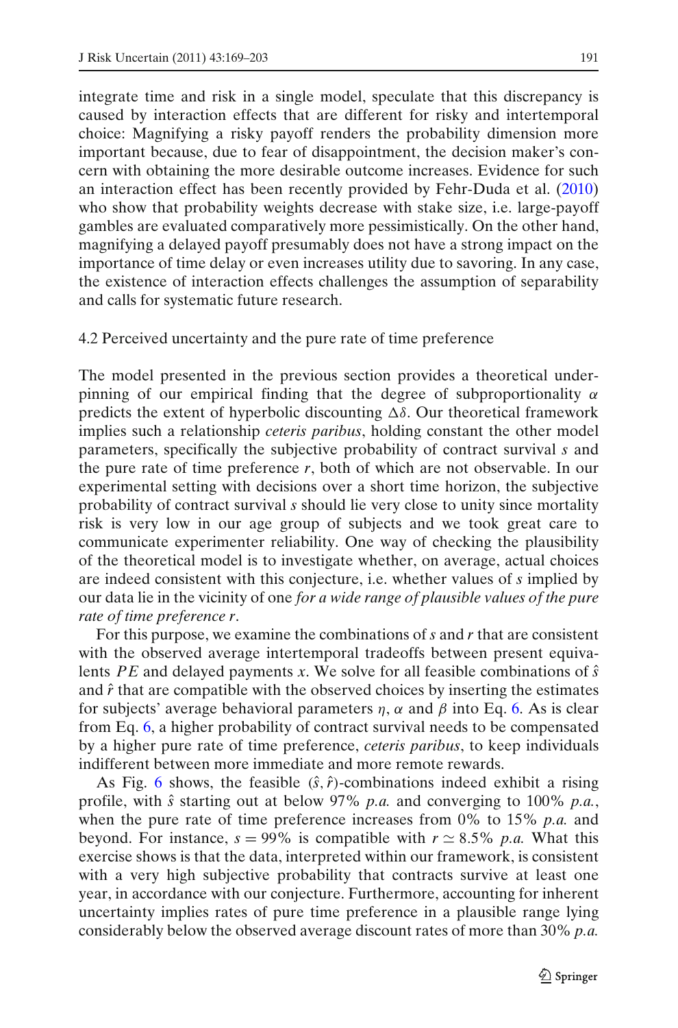integrate time and risk in a single model, speculate that this discrepancy is caused by interaction effects that are different for risky and intertemporal choice: Magnifying a risky payoff renders the probability dimension more important because, due to fear of disappointment, the decision maker's concern with obtaining the more desirable outcome increases. Evidence for such an interaction effect has been recently provided by Fehr-Duda et al. (2010) who show that probability weights decrease with stake size, i.e. large-payoff gambles are evaluated comparatively more pessimistically. On the other hand, magnifying a delayed payoff presumably does not have a strong impact on the importance of time delay or even increases utility due to savoring. In any case, the existence of interaction effects challenges the assumption of separability and calls for systematic future research.

### 4.2 Perceived uncertainty and the pure rate of time preference

The model presented in the previous section provides a theoretical underpinning of our empirical finding that the degree of subproportionality $\alpha$ predicts the extent of hyperbolic discounting $\Delta\delta$. Our theoretical framework implies such a relationship *ceteris paribus*, holding constant the other model parameters, specifically the subjective probability of contract survival $s$ and the pure rate of time preference $r$, both of which are not observable. In our experimental setting with decisions over a short time horizon, the subjective probability of contract survival $s$ should lie very close to unity since mortality risk is very low in our age group of subjects and we took great care to communicate experimenter reliability. One way of checking the plausibility of the theoretical model is to investigate whether, on average, actual choices are indeed consistent with this conjecture, i.e. whether values of $s$ implied by our data lie in the vicinity of one *for a wide range of plausible values of the pure rate of time preference* $r$.

For this purpose, we examine the combinations of $s$ and $r$ that are consistent with the observed average intertemporal tradeoffs between present equivalents $PE$ and delayed payments $x$. We solve for all feasible combinations of $\hat{s}$ and $\hat{r}$ that are compatible with the observed choices by inserting the estimates for subjects' average behavioral parameters $\eta$, $\alpha$ and $\beta$ into Eq. 6. As is clear from Eq. 6, a higher probability of contract survival needs to be compensated by a higher pure rate of time preference, *ceteris paribus*, to keep individuals indifferent between more immediate and more remote rewards.

As Fig. 6 shows, the feasible $(\hat{s}, \hat{r})$-combinations indeed exhibit a rising profile, with $\hat{s}$ starting out at below 97% *p.a.* and converging to 100% *p.a.*, when the pure rate of time preference increases from 0% to 15% *p.a.* and beyond. For instance, $s = 99\%$ is compatible with $r \simeq 8.5\%$ *p.a.* What this exercise shows is that the data, interpreted within our framework, is consistent with a very high subjective probability that contracts survive at least one year, in accordance with our conjecture. Furthermore, accounting for inherent uncertainty implies rates of pure time preference in a plausible range lying considerably below the observed average discount rates of more than 30% *p.a.*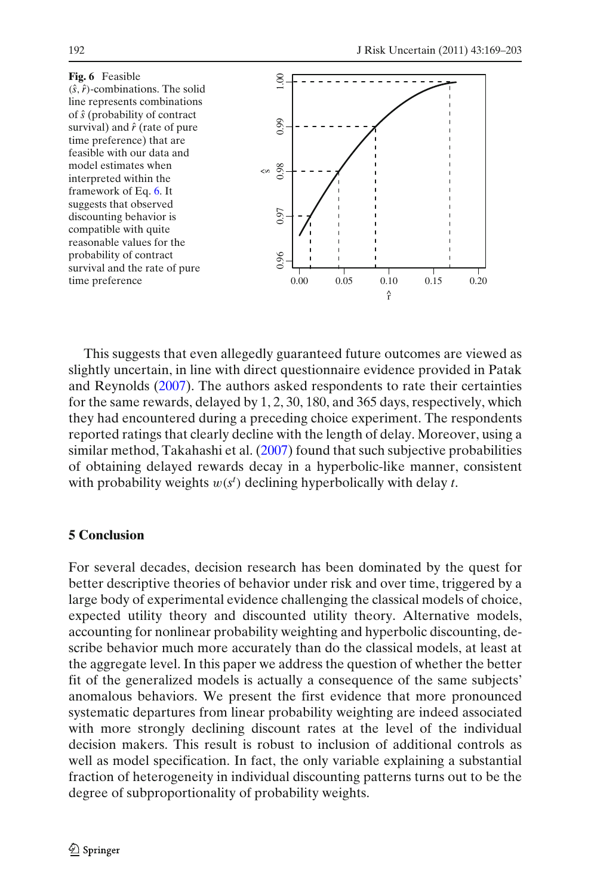**Fig. 6** Feasible $(\hat{s}, \hat{r})$-combinations. The solid line represents combinations of $\hat{s}$ (probability of contract survival) and $\hat{r}$ (rate of pure time preference) that are feasible with our data and model estimates when interpreted within the framework of Eq. 6. It suggests that observed discounting behavior is compatible with quite reasonable values for the probability of contract survival and the rate of pure time preference

This suggests that even allegedly guaranteed future outcomes are viewed as slightly uncertain, in line with direct questionnaire evidence provided in Patak and Reynolds (2007). The authors asked respondents to rate their certainties for the same rewards, delayed by 1, 2, 30, 180, and 365 days, respectively, which they had encountered during a preceding choice experiment. The respondents reported ratings that clearly decline with the length of delay. Moreover, using a similar method, Takahashi et al. (2007) found that such subjective probabilities of obtaining delayed rewards decay in a hyperbolic-like manner, consistent with probability weights $w(s^t)$ declining hyperbolically with delay $t$.

## 5 Conclusion

For several decades, decision research has been dominated by the quest for better descriptive theories of behavior under risk and over time, triggered by a large body of experimental evidence challenging the classical models of choice, expected utility theory and discounted utility theory. Alternative models, accounting for nonlinear probability weighting and hyperbolic discounting, describe behavior much more accurately than do the classical models, at least at the aggregate level. In this paper we address the question of whether the better fit of the generalized models is actually a consequence of the same subjects' anomalous behaviors. We present the first evidence that more pronounced systematic departures from linear probability weighting are indeed associated with more strongly declining discount rates at the level of the individual decision makers. This result is robust to inclusion of additional controls as well as model specification. In fact, the only variable explaining a substantial fraction of heterogeneity in individual discounting patterns turns out to be the degree of subproportionality of probability weights.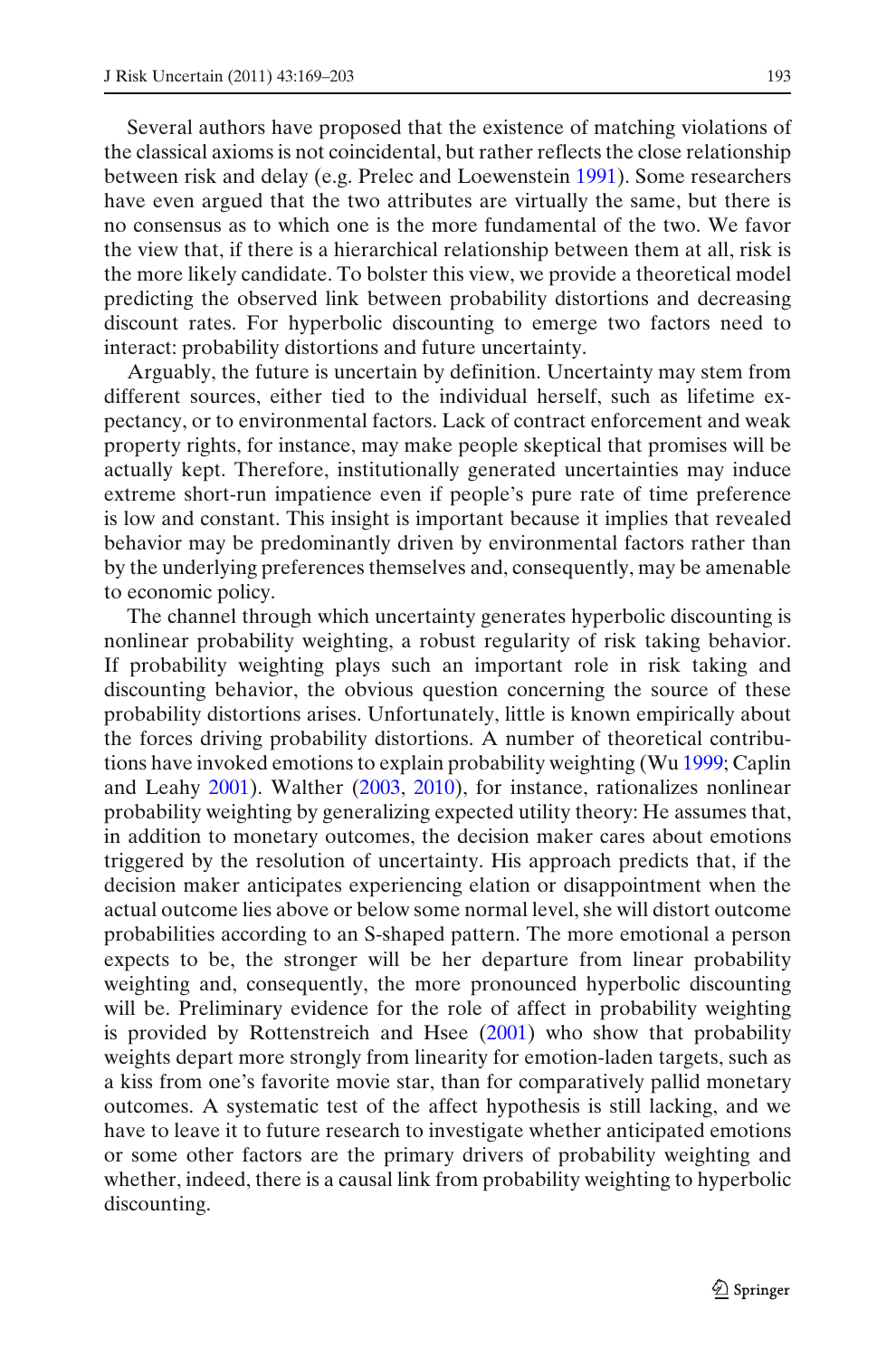Several authors have proposed that the existence of matching violations of the classical axioms is not coincidental, but rather reflects the close relationship between risk and delay (e.g. Prelec and Loewenstein 1991). Some researchers have even argued that the two attributes are virtually the same, but there is no consensus as to which one is the more fundamental of the two. We favor the view that, if there is a hierarchical relationship between them at all, risk is the more likely candidate. To bolster this view, we provide a theoretical model predicting the observed link between probability distortions and decreasing discount rates. For hyperbolic discounting to emerge two factors need to interact: probability distortions and future uncertainty.

Arguably, the future is uncertain by definition. Uncertainty may stem from different sources, either tied to the individual herself, such as lifetime expectancy, or to environmental factors. Lack of contract enforcement and weak property rights, for instance, may make people skeptical that promises will be actually kept. Therefore, institutionally generated uncertainties may induce extreme short-run impatience even if people's pure rate of time preference is low and constant. This insight is important because it implies that revealed behavior may be predominantly driven by environmental factors rather than by the underlying preferences themselves and, consequently, may be amenable to economic policy.

The channel through which uncertainty generates hyperbolic discounting is nonlinear probability weighting, a robust regularity of risk taking behavior. If probability weighting plays such an important role in risk taking and discounting behavior, the obvious question concerning the source of these probability distortions arises. Unfortunately, little is known empirically about the forces driving probability distortions. A number of theoretical contributions have invoked emotions to explain probability weighting (Wu 1999; Caplin and Leahy 2001). Walther (2003, 2010), for instance, rationalizes nonlinear probability weighting by generalizing expected utility theory: He assumes that, in addition to monetary outcomes, the decision maker cares about emotions triggered by the resolution of uncertainty. His approach predicts that, if the decision maker anticipates experiencing elation or disappointment when the actual outcome lies above or below some normal level, she will distort outcome probabilities according to an S-shaped pattern. The more emotional a person expects to be, the stronger will be her departure from linear probability weighting and, consequently, the more pronounced hyperbolic discounting will be. Preliminary evidence for the role of affect in probability weighting is provided by Rottenstreich and Hsee (2001) who show that probability weights depart more strongly from linearity for emotion-laden targets, such as a kiss from one's favorite movie star, than for comparatively pallid monetary outcomes. A systematic test of the affect hypothesis is still lacking, and we have to leave it to future research to investigate whether anticipated emotions or some other factors are the primary drivers of probability weighting and whether, indeed, there is a causal link from probability weighting to hyperbolic discounting.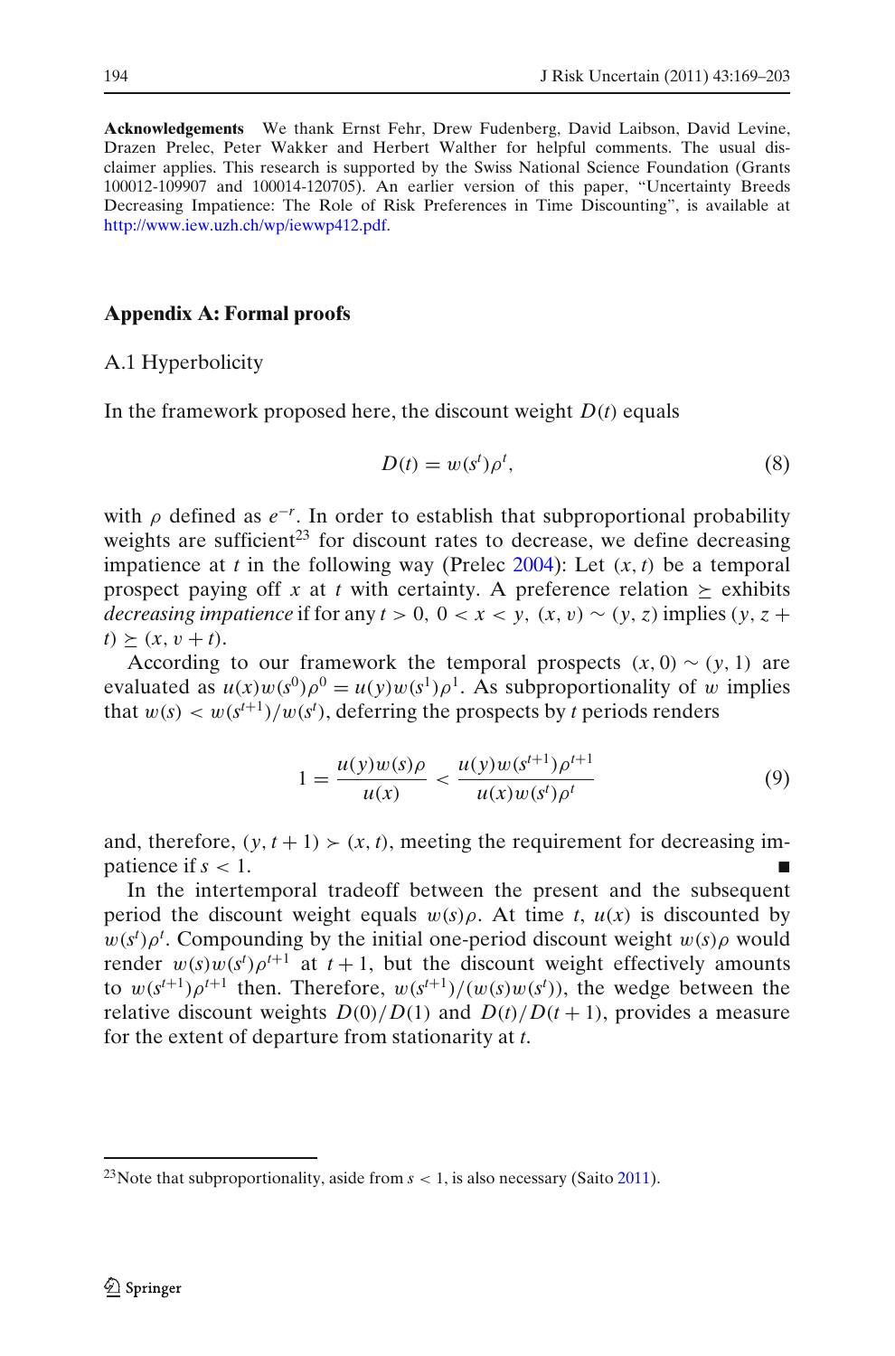**Acknowledgements** We thank Ernst Fehr, Drew Fudenberg, David Laibson, David Levine, Drazen Prelec, Peter Wakker and Herbert Walther for helpful comments. The usual disclaimer applies. This research is supported by the Swiss National Science Foundation (Grants 100012-109907 and 100014-120705). An earlier version of this paper, "Uncertainty Breeds Decreasing Impatience: The Role of Risk Preferences in Time Discounting", is available at http://www.iew.uzh.ch/wp/iewwp412.pdf.

## Appendix A: Formal proofs

### A.1 Hyperbolicity

In the framework proposed here, the discount weight $D(t)$ equals

$$D(t) = w(s^t)\rho^t, \tag{8}$$

with $\rho$ defined as $e^{-r}$. In order to establish that subproportional probability weights are sufficient[23] for discount rates to decrease, we define decreasing impatience at $t$ in the following way (Prelec 2004): Let $(x, t)$ be a temporal prospect paying off $x$ at $t$ with certainty. A preference relation $\succeq$ exhibits *decreasing impatience* if for any $t > 0,\ 0 < x < y,\ (x, v) \sim (y, z)$ implies $(y, z + t) \succeq (x, v + t)$.

According to our framework the temporal prospects $(x, 0) \sim (y, 1)$ are evaluated as $u(x)w(s^0)\rho^0 = u(y)w(s^1)\rho^1$. As subproportionality of $w$ implies that $w(s) < w(s^{t+1})/w(s^t)$, deferring the prospects by $t$ periods renders

$$1 = \frac{u(y)w(s)\rho}{u(x)} < \frac{u(y)w(s^{t+1})\rho^{t+1}}{u(x)w(s^t)\rho^t} \tag{9}$$

and, therefore, $(y, t+1) \succ (x, t)$, meeting the requirement for decreasing impatience if $s < 1$. ∎

In the intertemporal tradeoff between the present and the subsequent period the discount weight equals $w(s)\rho$. At time $t$, $u(x)$ is discounted by $w(s^t)\rho^t$. Compounding by the initial one-period discount weight $w(s)\rho$ would render $w(s)w(s^t)\rho^{t+1}$ at $t+1$, but the discount weight effectively amounts to $w(s^{t+1})\rho^{t+1}$ then. Therefore, $w(s^{t+1})/(w(s)w(s^t))$, the wedge between the relative discount weights $D(0)/D(1)$ and $D(t)/D(t+1)$, provides a measure for the extent of departure from stationarity at $t$.

[23] Note that subproportionality, aside from $s < 1$, is also necessary (Saito 2011).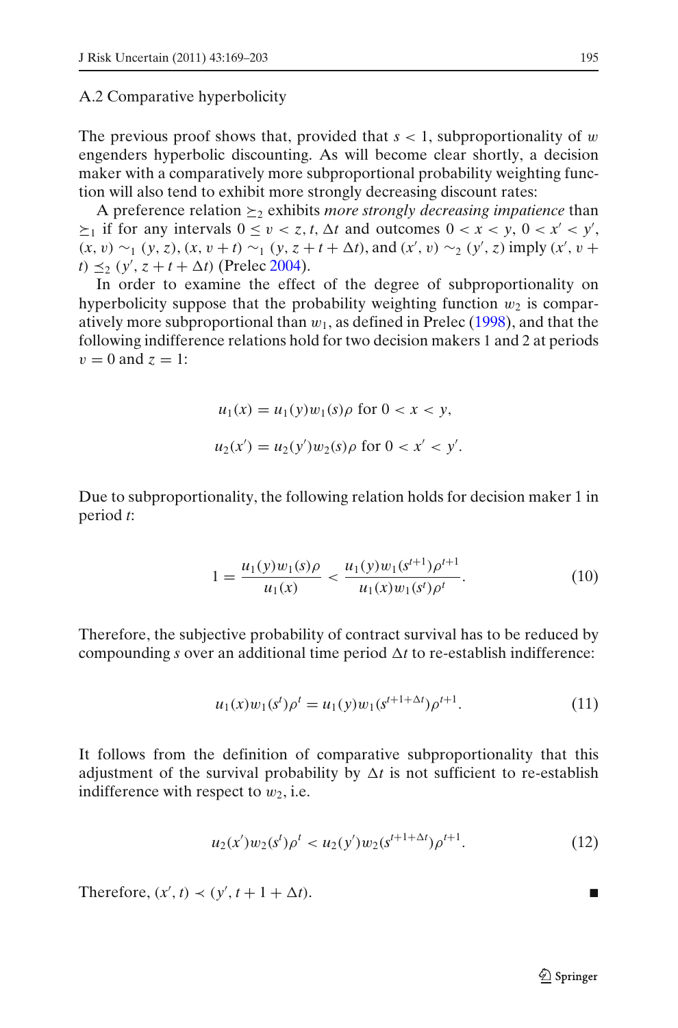### A.2 Comparative hyperbolicity

The previous proof shows that, provided that $s < 1$, subproportionality of $w$ engenders hyperbolic discounting. As will become clear shortly, a decision maker with a comparatively more subproportional probability weighting function will also tend to exhibit more strongly decreasing discount rates:

A preference relation $\succeq_2$ exhibits *more strongly decreasing impatience* than $\succeq_1$ if for any intervals $0 \leq v < z, t, \Delta t$ and outcomes $0 < x < y$, $0 < x' < y'$, $(x, v) \sim_1 (y, z)$, $(x, v + t) \sim_1 (y, z + t + \Delta t)$, and $(x', v) \sim_2 (y', z)$ imply $(x', v + t) \preceq_2 (y', z + t + \Delta t)$ (Prelec 2004).

In order to examine the effect of the degree of subproportionality on hyperbolicity suppose that the probability weighting function $w_2$ is comparatively more subproportional than $w_1$, as defined in Prelec (1998), and that the following indifference relations hold for two decision makers 1 and 2 at periods $v = 0$ and $z = 1$:

$$u_1(x) = u_1(y)w_1(s)\rho \text{ for } 0 < x < y,$$

$$u_2(x') = u_2(y')w_2(s)\rho \text{ for } 0 < x' < y'.$$

Due to subproportionality, the following relation holds for decision maker 1 in period $t$:

$$1 = \frac{u_1(y)w_1(s)\rho}{u_1(x)} < \frac{u_1(y)w_1(s^{t+1})\rho^{t+1}}{u_1(x)w_1(s^t)\rho^t}. \tag{10}$$

Therefore, the subjective probability of contract survival has to be reduced by compounding $s$ over an additional time period $\Delta t$ to re-establish indifference:

$$u_1(x)w_1(s^t)\rho^t = u_1(y)w_1(s^{t+1+\Delta t})\rho^{t+1}. \tag{11}$$

It follows from the definition of comparative subproportionality that this adjustment of the survival probability by $\Delta t$ is not sufficient to re-establish indifference with respect to $w_2$, i.e.

$$u_2(x')w_2(s^t)\rho^t < u_2(y')w_2(s^{t+1+\Delta t})\rho^{t+1}. \tag{12}$$

Therefore, $(x', t) \prec (y', t + 1 + \Delta t)$. ∎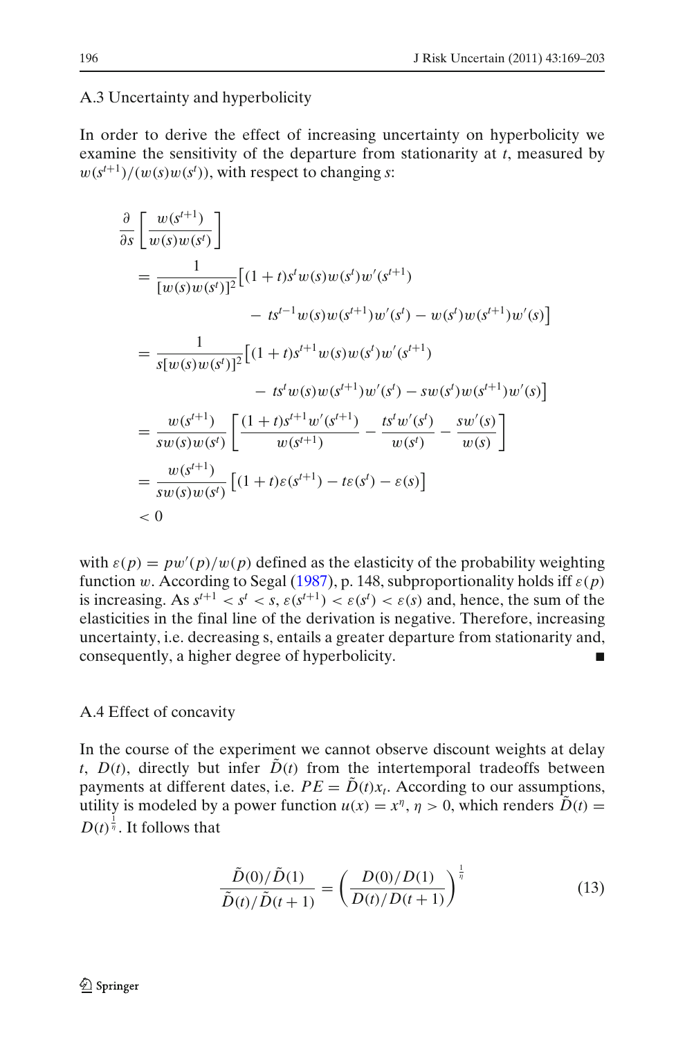### A.3 Uncertainty and hyperbolicity

In order to derive the effect of increasing uncertainty on hyperbolicity we examine the sensitivity of the departure from stationarity at $t$, measured by $w(s^{t+1})/(w(s)w(s^t))$, with respect to changing $s$:

$$
\begin{aligned}
&\frac{\partial}{\partial s}\left[\frac{w(s^{t+1})}{w(s)w(s^t)}\right] \\
&= \frac{1}{[w(s)w(s^t)]^2}\big[(1+t)s^t w(s)w(s^t)w'(s^{t+1}) \\
&\qquad - ts^{t-1}w(s)w(s^{t+1})w'(s^t) - w(s^t)w(s^{t+1})w'(s)\big] \\
&= \frac{1}{s[w(s)w(s^t)]^2}\big[(1+t)s^{t+1} w(s)w(s^t)w'(s^{t+1}) \\
&\qquad - ts^{t}w(s)w(s^{t+1})w'(s^t) - sw(s^t)w(s^{t+1})w'(s)\big] \\
&= \frac{w(s^{t+1})}{sw(s)w(s^t)}\left[\frac{(1+t)s^{t+1}w'(s^{t+1})}{w(s^{t+1})} - \frac{ts^t w'(s^t)}{w(s^t)} - \frac{sw'(s)}{w(s)}\right] \\
&= \frac{w(s^{t+1})}{sw(s)w(s^t)}\left[(1+t)\varepsilon(s^{t+1}) - t\varepsilon(s^t) - \varepsilon(s)\right] \\
&< 0
\end{aligned}
$$

with $\varepsilon(p) = pw'(p)/w(p)$ defined as the elasticity of the probability weighting function $w$. According to Segal (1987), p. 148, subproportionality holds iff $\varepsilon(p)$ is increasing. As $s^{t+1} < s^t < s$, $\varepsilon(s^{t+1}) < \varepsilon(s^t) < \varepsilon(s)$ and, hence, the sum of the elasticities in the final line of the derivation is negative. Therefore, increasing uncertainty, i.e. decreasing s, entails a greater departure from stationarity and, consequently, a higher degree of hyperbolicity. ■

### A.4 Effect of concavity

In the course of the experiment we cannot observe discount weights at delay $t$, $D(t)$, directly but infer $\tilde{D}(t)$ from the intertemporal tradeoffs between payments at different dates, i.e. $PE = \tilde{D}(t)x_t$. According to our assumptions, utility is modeled by a power function $u(x) = x^\eta$, $\eta > 0$, which renders $\tilde{D}(t) = D(t)^{\frac{1}{\eta}}$. It follows that

$$
\frac{\tilde{D}(0)/\tilde{D}(1)}{\tilde{D}(t)/\tilde{D}(t+1)} = \left(\frac{D(0)/D(1)}{D(t)/D(t+1)}\right)^{\frac{1}{\eta}} \tag{13}
$$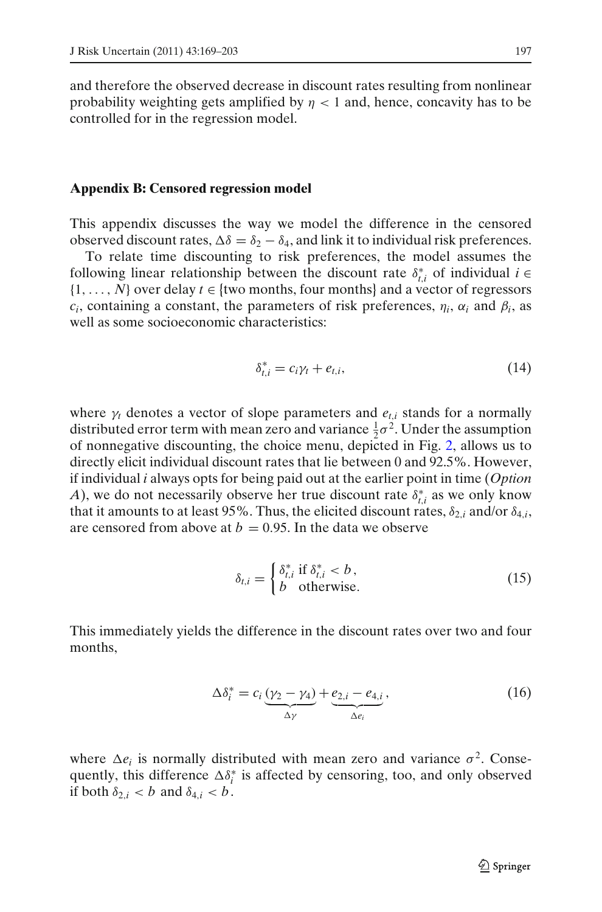and therefore the observed decrease in discount rates resulting from nonlinear probability weighting gets amplified by $\eta < 1$ and, hence, concavity has to be controlled for in the regression model.

## Appendix B: Censored regression model

This appendix discusses the way we model the difference in the censored observed discount rates, $\Delta\delta = \delta_2 - \delta_4$, and link it to individual risk preferences.

To relate time discounting to risk preferences, the model assumes the following linear relationship between the discount rate $\delta^*_{t,i}$ of individual $i \in \{1, \ldots, N\}$ over delay $t \in$ {two months, four months} and a vector of regressors $c_i$, containing a constant, the parameters of risk preferences, $\eta_i$, $\alpha_i$ and $\beta_i$, as well as some socioeconomic characteristics:

$$\delta^*_{t,i} = c_i \gamma_t + e_{t,i}, \tag{14}$$

where $\gamma_t$ denotes a vector of slope parameters and $e_{t,i}$ stands for a normally distributed error term with mean zero and variance $\frac{1}{2}\sigma^2$. Under the assumption of nonnegative discounting, the choice menu, depicted in Fig. 2, allows us to directly elicit individual discount rates that lie between 0 and 92.5%. However, if individual $i$ always opts for being paid out at the earlier point in time (*Option A*), we do not necessarily observe her true discount rate $\delta^*_{t,i}$ as we only know that it amounts to at least 95%. Thus, the elicited discount rates, $\delta_{2,i}$ and/or $\delta_{4,i}$, are censored from above at $b = 0.95$. In the data we observe

$$\delta_{t,i} = \begin{cases} \delta^*_{t,i} \text{ if } \delta^*_{t,i} < b\,, \\ b \quad \text{otherwise.} \end{cases} \tag{15}$$

This immediately yields the difference in the discount rates over two and four months,

$$\Delta\delta^*_i = c_i \underbrace{(\gamma_2 - \gamma_4)}_{\Delta\gamma} + \underbrace{e_{2,i} - e_{4,i}}_{\Delta e_i}, \tag{16}$$

where $\Delta e_i$ is normally distributed with mean zero and variance $\sigma^2$. Consequently, this difference $\Delta\delta^*_i$ is affected by censoring, too, and only observed if both $\delta_{2,i} < b$ and $\delta_{4,i} < b$.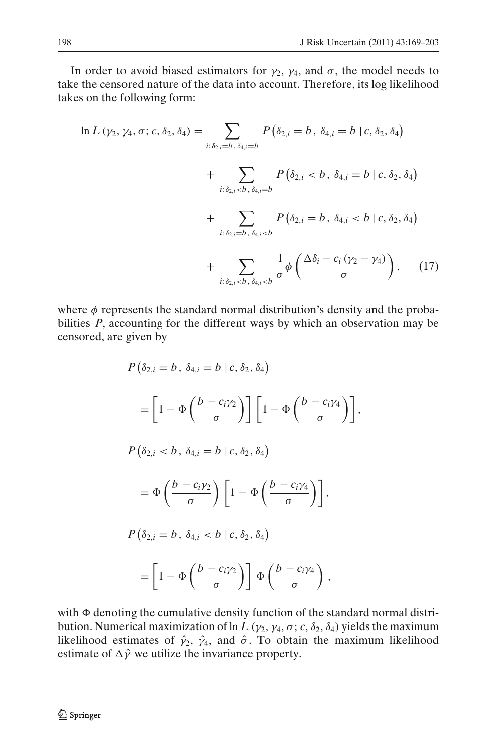In order to avoid biased estimators for $\gamma_2$, $\gamma_4$, and $\sigma$, the model needs to take the censored nature of the data into account. Therefore, its log likelihood takes on the following form:

$$
\begin{aligned}
\ln L(\gamma_2, \gamma_4, \sigma; c, \delta_2, \delta_4) = & \sum_{i:\, \delta_{2,i}=b,\, \delta_{4,i}=b} P\left(\delta_{2,i} = b,\, \delta_{4,i} = b \mid c, \delta_2, \delta_4\right) \\
& + \sum_{i:\, \delta_{2,i}<b,\, \delta_{4,i}=b} P\left(\delta_{2,i} < b,\, \delta_{4,i} = b \mid c, \delta_2, \delta_4\right) \\
& + \sum_{i:\, \delta_{2,i}=b,\, \delta_{4,i}<b} P\left(\delta_{2,i} = b,\, \delta_{4,i} < b \mid c, \delta_2, \delta_4\right) \\
& + \sum_{i:\, \delta_{2,i}<b,\, \delta_{4,i}<b} \frac{1}{\sigma}\phi\left(\frac{\Delta\delta_i - c_i(\gamma_2 - \gamma_4)}{\sigma}\right), \qquad (17)
\end{aligned}
$$

where $\phi$ represents the standard normal distribution's density and the probabilities $P$, accounting for the different ways by which an observation may be censored, are given by

$$
\begin{aligned}
& P\left(\delta_{2,i} = b,\, \delta_{4,i} = b \mid c, \delta_2, \delta_4\right) \\
& \quad = \left[1 - \Phi\left(\frac{b - c_i\gamma_2}{\sigma}\right)\right]\left[1 - \Phi\left(\frac{b - c_i\gamma_4}{\sigma}\right)\right], \\
& P\left(\delta_{2,i} < b,\, \delta_{4,i} = b \mid c, \delta_2, \delta_4\right) \\
& \quad = \Phi\left(\frac{b - c_i\gamma_2}{\sigma}\right)\left[1 - \Phi\left(\frac{b - c_i\gamma_4}{\sigma}\right)\right], \\
& P\left(\delta_{2,i} = b,\, \delta_{4,i} < b \mid c, \delta_2, \delta_4\right) \\
& \quad = \left[1 - \Phi\left(\frac{b - c_i\gamma_2}{\sigma}\right)\right]\Phi\left(\frac{b - c_i\gamma_4}{\sigma}\right),
\end{aligned}
$$

with $\Phi$ denoting the cumulative density function of the standard normal distribution. Numerical maximization of $\ln L(\gamma_2, \gamma_4, \sigma; c, \delta_2, \delta_4)$ yields the maximum likelihood estimates of $\hat{\gamma}_2$, $\hat{\gamma}_4$, and $\hat{\sigma}$. To obtain the maximum likelihood estimate of $\Delta\hat{\gamma}$ we utilize the invariance property.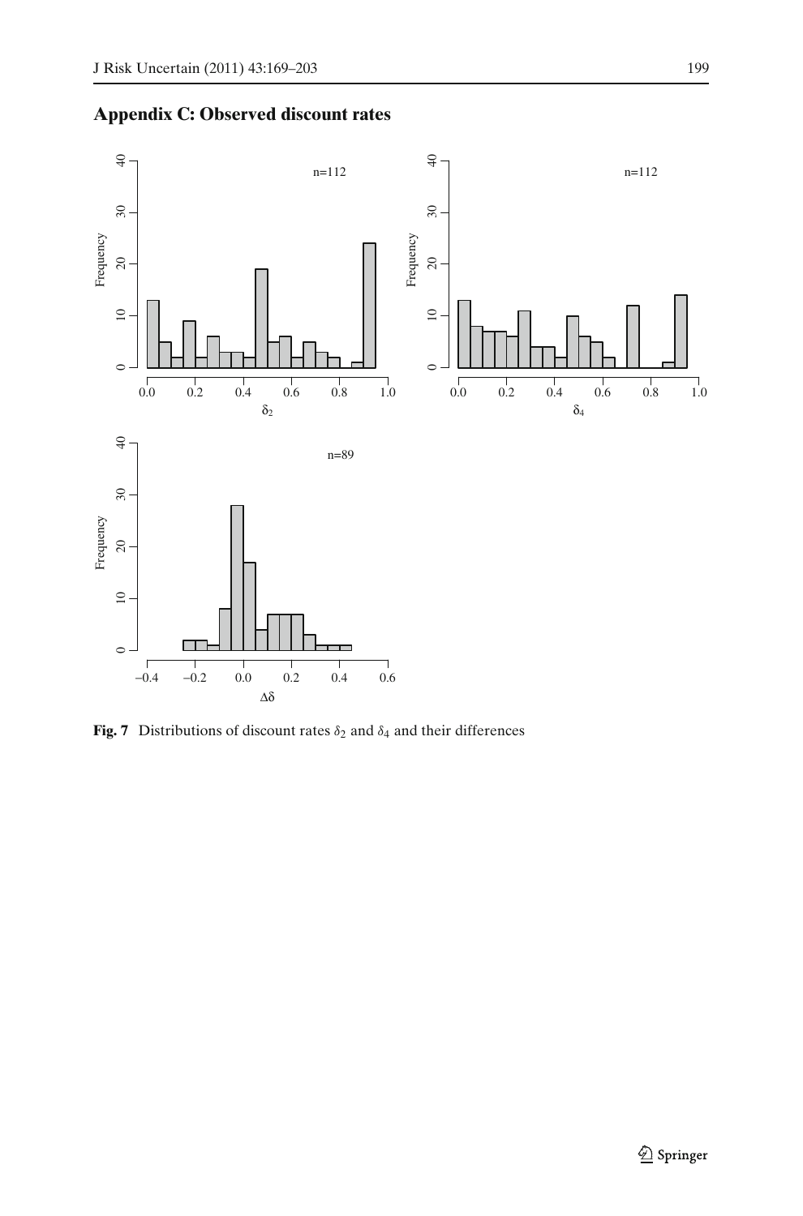## Appendix C: Observed discount rates

**Fig. 7** Distributions of discount rates $\delta_2$ and $\delta_4$ and their differences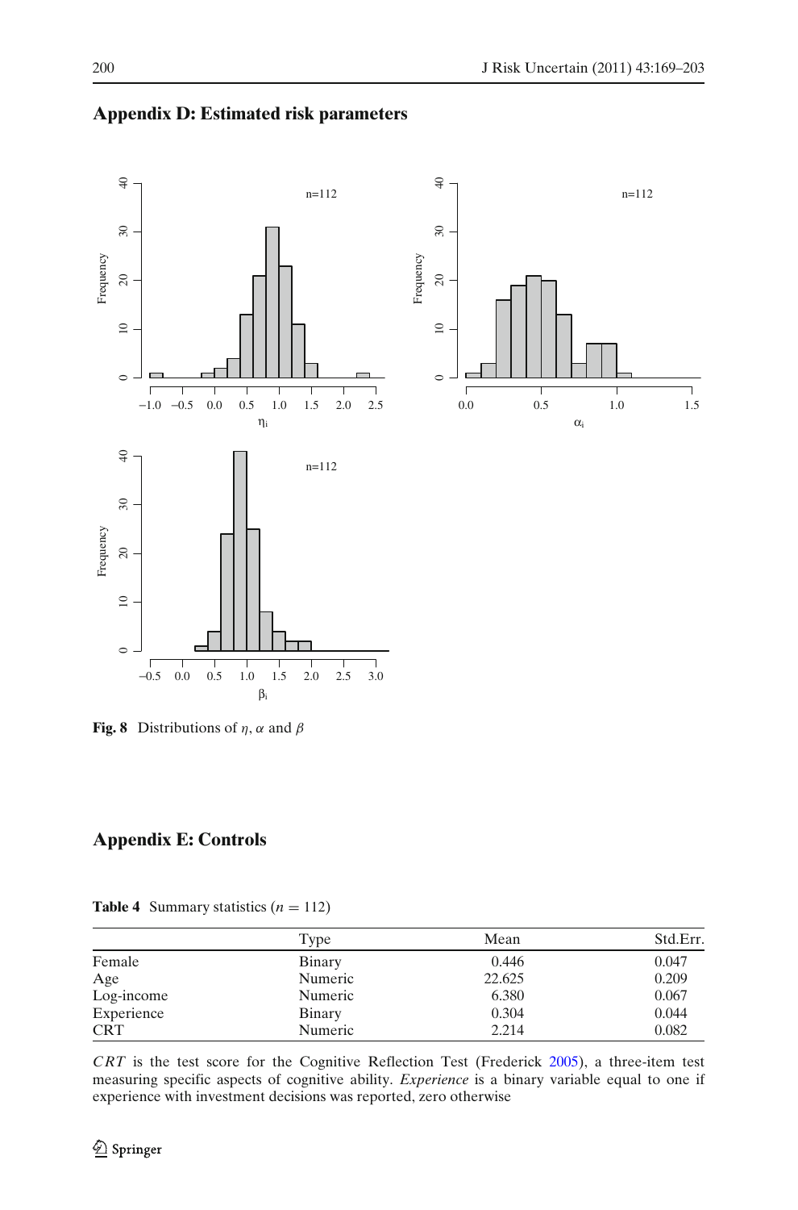## Appendix D: Estimated risk parameters

**Fig. 8** Distributions of $\eta$, $\alpha$ and $\beta$

## Appendix E: Controls

**Table 4** Summary statistics ($n = 112$)

| | Type | Mean | Std.Err. |
|---|---|---|---|
| Female | Binary | 0.446 | 0.047 |
| Age | Numeric | 22.625 | 0.209 |
| Log-income | Numeric | 6.380 | 0.067 |
| Experience | Binary | 0.304 | 0.044 |
| CRT | Numeric | 2.214 | 0.082 |

*CRT* is the test score for the Cognitive Reflection Test (Frederick 2005), a three-item test measuring specific aspects of cognitive ability. *Experience* is a binary variable equal to one if experience with investment decisions was reported, zero otherwise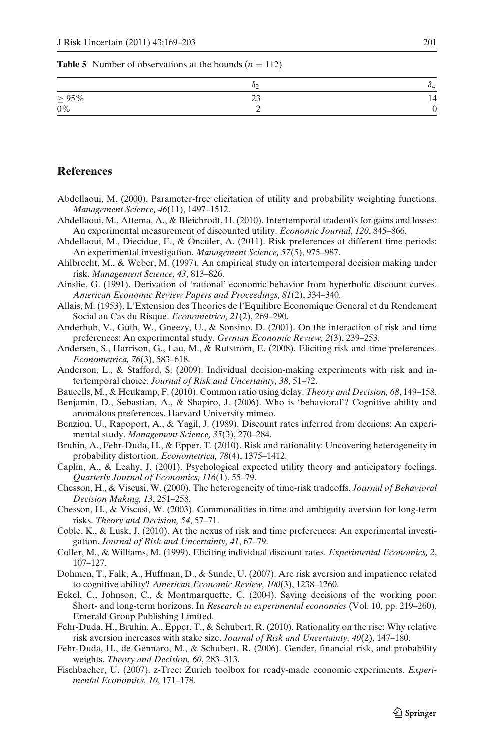**Table 5** Number of observations at the bounds ($n = 112$)

| | $\delta_2$ | $\delta_4$ |
|---|---|---|
| $\geq 95\%$ | 23 | 14 |
| 0% | 2 | 0 |

## References

Abdellaoui, M. (2000). Parameter-free elicitation of utility and probability weighting functions. *Management Science, 46*(11), 1497–1512.

Abdellaoui, M., Attema, A., & Bleichrodt, H. (2010). Intertemporal tradeoffs for gains and losses: An experimental measurement of discounted utility. *Economic Journal, 120*, 845–866.

Abdellaoui, M., Diecidue, E., & Öncüler, A. (2011). Risk preferences at different time periods: An experimental investigation. *Management Science, 57*(5), 975–987.

Ahlbrecht, M., & Weber, M. (1997). An empirical study on intertemporal decision making under risk. *Management Science, 43*, 813–826.

Ainslie, G. (1991). Derivation of 'rational' economic behavior from hyperbolic discount curves. *American Economic Review Papers and Proceedings, 81*(2), 334–340.

Allais, M. (1953). L'Extension des Theories de l'Equilibre Economique General et du Rendement Social au Cas du Risque. *Econometrica, 21*(2), 269–290.

Anderhub, V., Güth, W., Gneezy, U., & Sonsino, D. (2001). On the interaction of risk and time preferences: An experimental study. *German Economic Review, 2*(3), 239–253.

Andersen, S., Harrison, G., Lau, M., & Rutström, E. (2008). Eliciting risk and time preferences. *Econometrica, 76*(3), 583–618.

Anderson, L., & Stafford, S. (2009). Individual decision-making experiments with risk and intertemporal choice. *Journal of Risk and Uncertainty, 38*, 51–72.

Baucells, M., & Heukamp, F. (2010). Common ratio using delay. *Theory and Decision, 68*, 149–158.

Benjamin, D., Sebastian, A., & Shapiro, J. (2006). Who is 'behavioral'? Cognitive ability and anomalous preferences. Harvard University mimeo.

Benzion, U., Rapoport, A., & Yagil, J. (1989). Discount rates inferred from deciions: An experimental study. *Management Science, 35*(3), 270–284.

Bruhin, A., Fehr-Duda, H., & Epper, T. (2010). Risk and rationality: Uncovering heterogeneity in probability distortion. *Econometrica, 78*(4), 1375–1412.

Caplin, A., & Leahy, J. (2001). Psychological expected utility theory and anticipatory feelings. *Quarterly Journal of Economics, 116*(1), 55–79.

Chesson, H., & Viscusi, W. (2000). The heterogeneity of time-risk tradeoffs. *Journal of Behavioral Decision Making, 13*, 251–258.

Chesson, H., & Viscusi, W. (2003). Commonalities in time and ambiguity aversion for long-term risks. *Theory and Decision, 54*, 57–71.

Coble, K., & Lusk, J. (2010). At the nexus of risk and time preferences: An experimental investigation. *Journal of Risk and Uncertainty, 41*, 67–79.

Coller, M., & Williams, M. (1999). Eliciting individual discount rates. *Experimental Economics, 2*, 107–127.

Dohmen, T., Falk, A., Huffman, D., & Sunde, U. (2007). Are risk aversion and impatience related to cognitive ability? *American Economic Review, 100*(3), 1238–1260.

Eckel, C., Johnson, C., & Montmarquette, C. (2004). Saving decisions of the working poor: Short- and long-term horizons. In *Research in experimental economics* (Vol. 10, pp. 219–260). Emerald Group Publishing Limited.

Fehr-Duda, H., Bruhin, A., Epper, T., & Schubert, R. (2010). Rationality on the rise: Why relative risk aversion increases with stake size. *Journal of Risk and Uncertainty, 40*(2), 147–180.

Fehr-Duda, H., de Gennaro, M., & Schubert, R. (2006). Gender, financial risk, and probability weights. *Theory and Decision, 60*, 283–313.

Fischbacher, U. (2007). z-Tree: Zurich toolbox for ready-made economic experiments. *Experimental Economics, 10*, 171–178.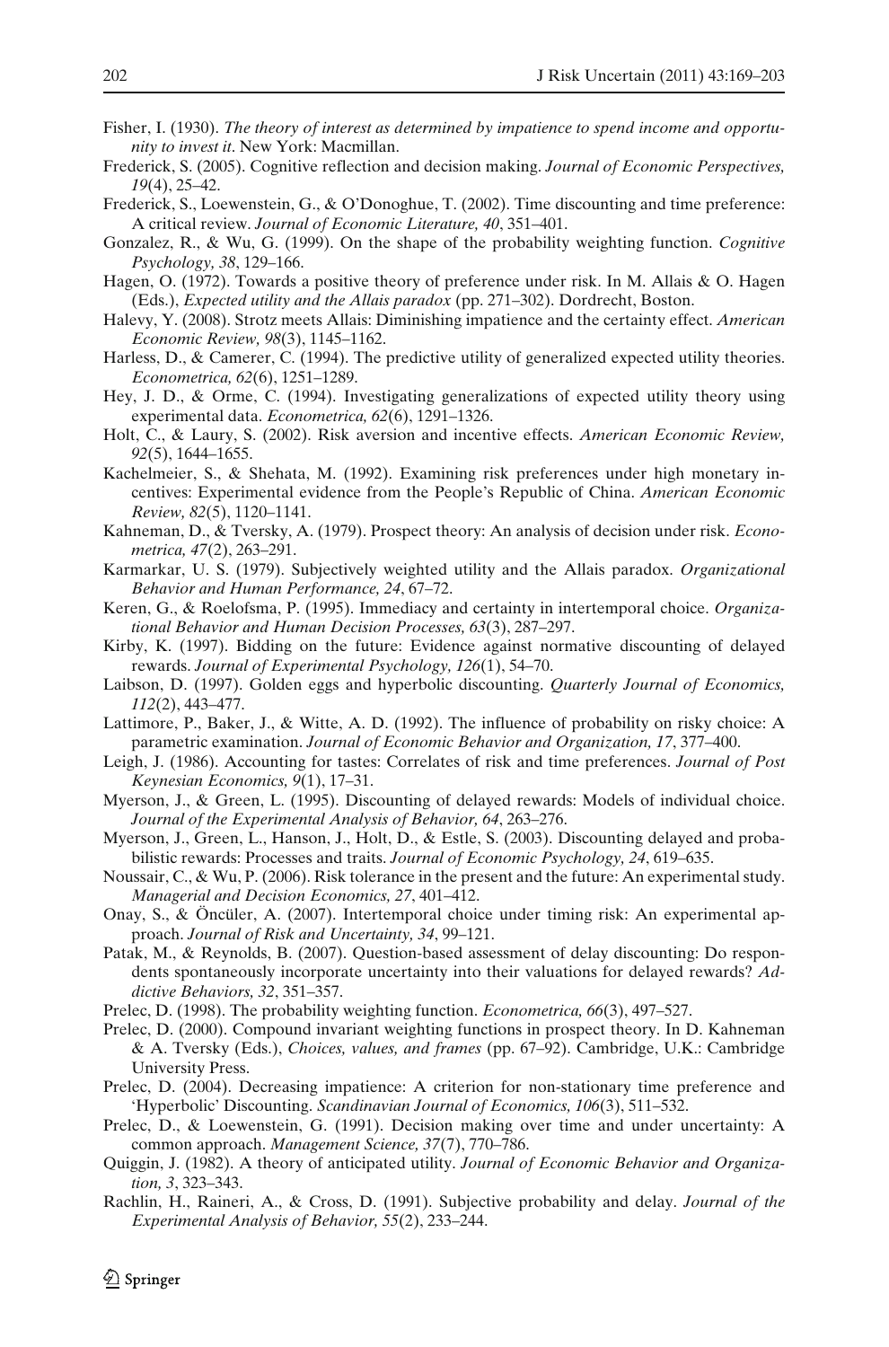Fisher, I. (1930). *The theory of interest as determined by impatience to spend income and opportunity to invest it*. New York: Macmillan.

Frederick, S. (2005). Cognitive reflection and decision making. *Journal of Economic Perspectives, 19*(4), 25–42.

Frederick, S., Loewenstein, G., & O'Donoghue, T. (2002). Time discounting and time preference: A critical review. *Journal of Economic Literature, 40*, 351–401.

Gonzalez, R., & Wu, G. (1999). On the shape of the probability weighting function. *Cognitive Psychology, 38*, 129–166.

Hagen, O. (1972). Towards a positive theory of preference under risk. In M. Allais & O. Hagen (Eds.), *Expected utility and the Allais paradox* (pp. 271–302). Dordrecht, Boston.

Halevy, Y. (2008). Strotz meets Allais: Diminishing impatience and the certainty effect. *American Economic Review, 98*(3), 1145–1162.

Harless, D., & Camerer, C. (1994). The predictive utility of generalized expected utility theories. *Econometrica, 62*(6), 1251–1289.

Hey, J. D., & Orme, C. (1994). Investigating generalizations of expected utility theory using experimental data. *Econometrica, 62*(6), 1291–1326.

Holt, C., & Laury, S. (2002). Risk aversion and incentive effects. *American Economic Review, 92*(5), 1644–1655.

Kachelmeier, S., & Shehata, M. (1992). Examining risk preferences under high monetary incentives: Experimental evidence from the People's Republic of China. *American Economic Review, 82*(5), 1120–1141.

Kahneman, D., & Tversky, A. (1979). Prospect theory: An analysis of decision under risk. *Econometrica, 47*(2), 263–291.

Karmarkar, U. S. (1979). Subjectively weighted utility and the Allais paradox. *Organizational Behavior and Human Performance, 24*, 67–72.

Keren, G., & Roelofsma, P. (1995). Immediacy and certainty in intertemporal choice. *Organizational Behavior and Human Decision Processes, 63*(3), 287–297.

Kirby, K. (1997). Bidding on the future: Evidence against normative discounting of delayed rewards. *Journal of Experimental Psychology, 126*(1), 54–70.

Laibson, D. (1997). Golden eggs and hyperbolic discounting. *Quarterly Journal of Economics, 112*(2), 443–477.

Lattimore, P., Baker, J., & Witte, A. D. (1992). The influence of probability on risky choice: A parametric examination. *Journal of Economic Behavior and Organization, 17*, 377–400.

Leigh, J. (1986). Accounting for tastes: Correlates of risk and time preferences. *Journal of Post Keynesian Economics, 9*(1), 17–31.

Myerson, J., & Green, L. (1995). Discounting of delayed rewards: Models of individual choice. *Journal of the Experimental Analysis of Behavior, 64*, 263–276.

Myerson, J., Green, L., Hanson, J., Holt, D., & Estle, S. (2003). Discounting delayed and probabilistic rewards: Processes and traits. *Journal of Economic Psychology, 24*, 619–635.

Noussair, C., & Wu, P. (2006). Risk tolerance in the present and the future: An experimental study. *Managerial and Decision Economics, 27*, 401–412.

Onay, S., & Öncüler, A. (2007). Intertemporal choice under timing risk: An experimental approach. *Journal of Risk and Uncertainty, 34*, 99–121.

Patak, M., & Reynolds, B. (2007). Question-based assessment of delay discounting: Do respondents spontaneously incorporate uncertainty into their valuations for delayed rewards? *Addictive Behaviors, 32*, 351–357.

Prelec, D. (1998). The probability weighting function. *Econometrica, 66*(3), 497–527.

Prelec, D. (2000). Compound invariant weighting functions in prospect theory. In D. Kahneman & A. Tversky (Eds.), *Choices, values, and frames* (pp. 67–92). Cambridge, U.K.: Cambridge University Press.

Prelec, D. (2004). Decreasing impatience: A criterion for non-stationary time preference and 'Hyperbolic' Discounting. *Scandinavian Journal of Economics, 106*(3), 511–532.

Prelec, D., & Loewenstein, G. (1991). Decision making over time and under uncertainty: A common approach. *Management Science, 37*(7), 770–786.

Quiggin, J. (1982). A theory of anticipated utility. *Journal of Economic Behavior and Organization, 3*, 323–343.

Rachlin, H., Raineri, A., & Cross, D. (1991). Subjective probability and delay. *Journal of the Experimental Analysis of Behavior, 55*(2), 233–244.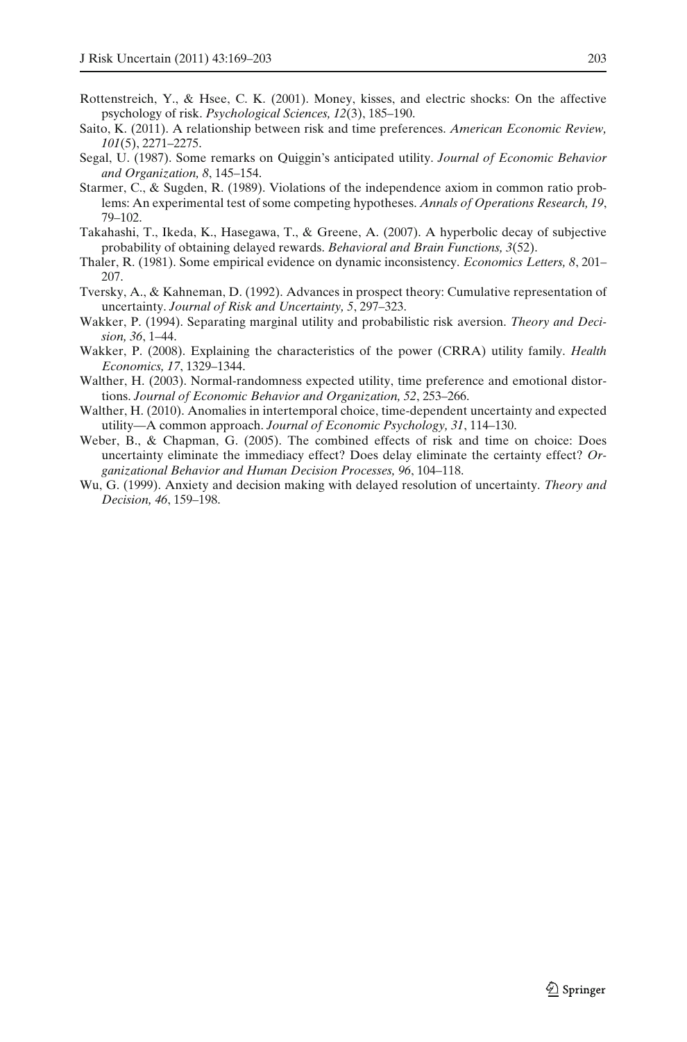Rottenstreich, Y., & Hsee, C. K. (2001). Money, kisses, and electric shocks: On the affective psychology of risk. *Psychological Sciences, 12*(3), 185–190.

Saito, K. (2011). A relationship between risk and time preferences. *American Economic Review, 101*(5), 2271–2275.

Segal, U. (1987). Some remarks on Quiggin's anticipated utility. *Journal of Economic Behavior and Organization, 8*, 145–154.

Starmer, C., & Sugden, R. (1989). Violations of the independence axiom in common ratio problems: An experimental test of some competing hypotheses. *Annals of Operations Research, 19*, 79–102.

Takahashi, T., Ikeda, K., Hasegawa, T., & Greene, A. (2007). A hyperbolic decay of subjective probability of obtaining delayed rewards. *Behavioral and Brain Functions, 3*(52).

Thaler, R. (1981). Some empirical evidence on dynamic inconsistency. *Economics Letters, 8*, 201–207.

Tversky, A., & Kahneman, D. (1992). Advances in prospect theory: Cumulative representation of uncertainty. *Journal of Risk and Uncertainty, 5*, 297–323.

Wakker, P. (1994). Separating marginal utility and probabilistic risk aversion. *Theory and Decision, 36*, 1–44.

Wakker, P. (2008). Explaining the characteristics of the power (CRRA) utility family. *Health Economics, 17*, 1329–1344.

Walther, H. (2003). Normal-randomness expected utility, time preference and emotional distortions. *Journal of Economic Behavior and Organization, 52*, 253–266.

Walther, H. (2010). Anomalies in intertemporal choice, time-dependent uncertainty and expected utility—A common approach. *Journal of Economic Psychology, 31*, 114–130.

Weber, B., & Chapman, G. (2005). The combined effects of risk and time on choice: Does uncertainty eliminate the immediacy effect? Does delay eliminate the certainty effect? *Organizational Behavior and Human Decision Processes, 96*, 104–118.

Wu, G. (1999). Anxiety and decision making with delayed resolution of uncertainty. *Theory and Decision, 46*, 159–198.